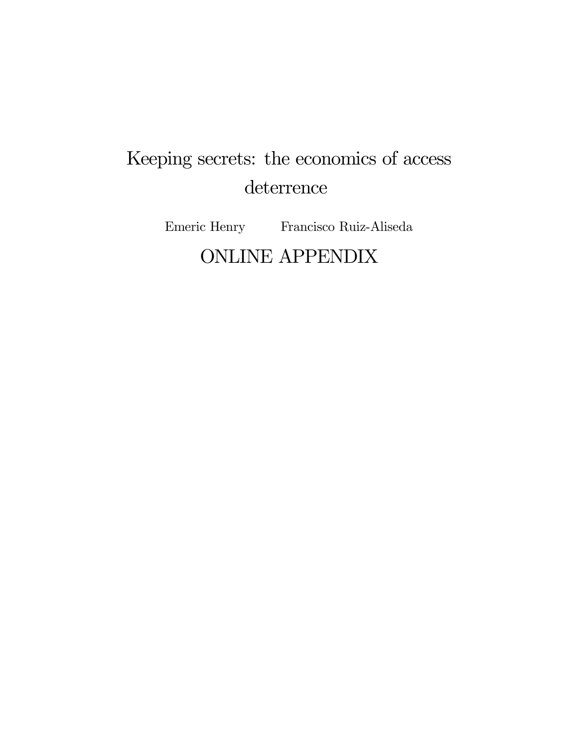# Keeping secrets: the economics of access deterrence

Emeric Henry Francisco Ruiz-Aliseda

## ONLINE APPENDIX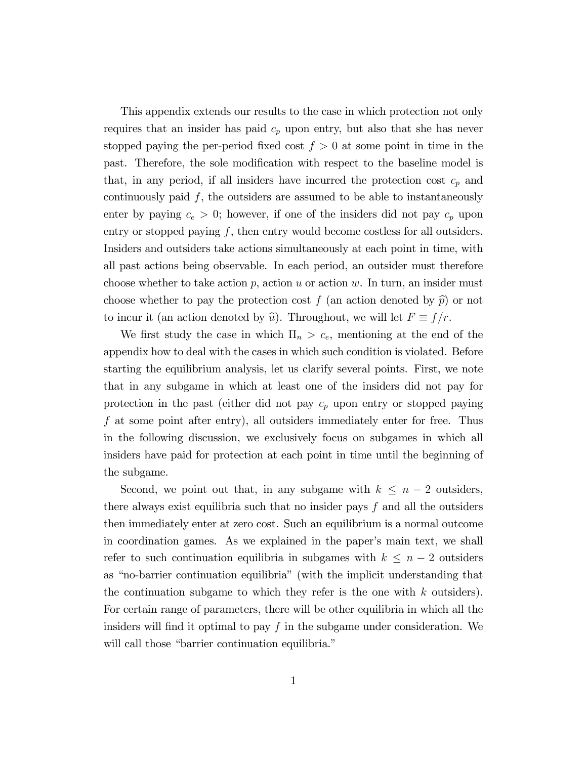This appendix extends our results to the case in which protection not only requires that an insider has paid $c_p$ upon entry, but also that she has never stopped paying the per-period fixed cost $f > 0$ at some point in time in the past. Therefore, the sole modification with respect to the baseline model is that, in any period, if all insiders have incurred the protection cost $c_p$ and continuously paid $f$, the outsiders are assumed to be able to instantaneously enter by paying $c_e > 0$; however, if one of the insiders did not pay $c_p$ upon entry or stopped paying $f$, then entry would become costless for all outsiders. Insiders and outsiders take actions simultaneously at each point in time, with all past actions being observable. In each period, an outsider must therefore choose whether to take action $p$, action $u$ or action $w$. In turn, an insider must choose whether to pay the protection cost $f$ (an action denoted by $\widehat{p}$) or not to incur it (an action denoted by $\widehat{u}$). Throughout, we will let $F \equiv f/r$.

We first study the case in which $\Pi_n > c_e$, mentioning at the end of the appendix how to deal with the cases in which such condition is violated. Before starting the equilibrium analysis, let us clarify several points. First, we note that in any subgame in which at least one of the insiders did not pay for protection in the past (either did not pay $c_p$ upon entry or stopped paying $f$ at some point after entry), all outsiders immediately enter for free. Thus in the following discussion, we exclusively focus on subgames in which all insiders have paid for protection at each point in time until the beginning of the subgame.

Second, we point out that, in any subgame with $k \leq n - 2$ outsiders, there always exist equilibria such that no insider pays $f$ and all the outsiders then immediately enter at zero cost. Such an equilibrium is a normal outcome in coordination games. As we explained in the paper's main text, we shall refer to such continuation equilibria in subgames with $k \leq n - 2$ outsiders as "no-barrier continuation equilibria" (with the implicit understanding that the continuation subgame to which they refer is the one with $k$ outsiders). For certain range of parameters, there will be other equilibria in which all the insiders will find it optimal to pay $f$ in the subgame under consideration. We will call those "barrier continuation equilibria."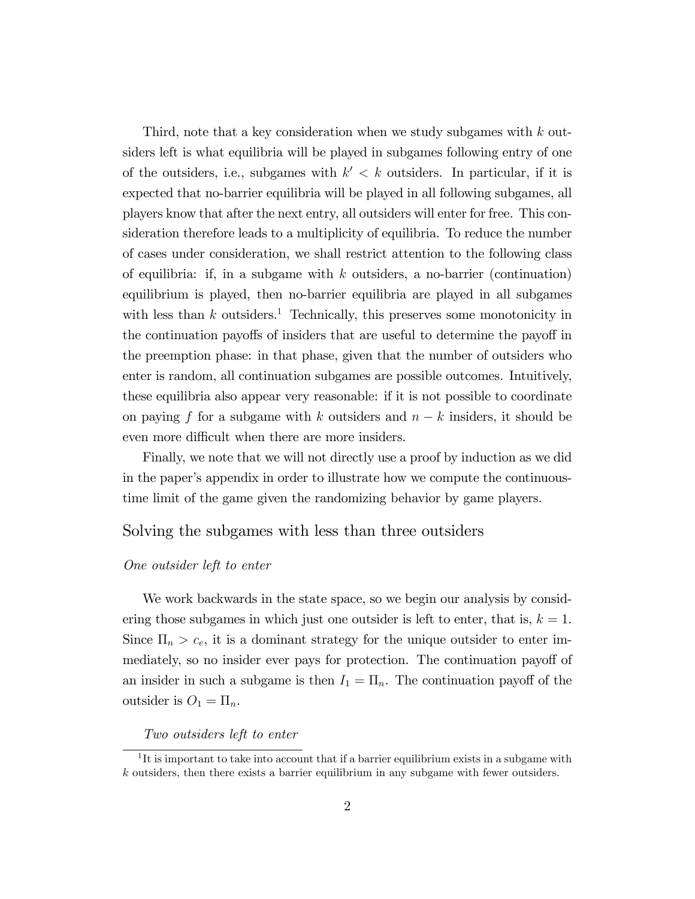Third, note that a key consideration when we study subgames with $k$ outsiders left is what equilibria will be played in subgames following entry of one of the outsiders, i.e., subgames with $k' < k$ outsiders. In particular, if it is expected that no-barrier equilibria will be played in all following subgames, all players know that after the next entry, all outsiders will enter for free. This consideration therefore leads to a multiplicity of equilibria. To reduce the number of cases under consideration, we shall restrict attention to the following class of equilibria: if, in a subgame with $k$ outsiders, a no-barrier (continuation) equilibrium is played, then no-barrier equilibria are played in all subgames with less than $k$ outsiders.[1] Technically, this preserves some monotonicity in the continuation payoffs of insiders that are useful to determine the payoff in the preemption phase: in that phase, given that the number of outsiders who enter is random, all continuation subgames are possible outcomes. Intuitively, these equilibria also appear very reasonable: if it is not possible to coordinate on paying $f$ for a subgame with $k$ outsiders and $n-k$ insiders, it should be even more difficult when there are more insiders.

Finally, we note that we will not directly use a proof by induction as we did in the paper's appendix in order to illustrate how we compute the continuous-time limit of the game given the randomizing behavior by game players.

## Solving the subgames with less than three outsiders

### *One outsider left to enter*

We work backwards in the state space, so we begin our analysis by considering those subgames in which just one outsider is left to enter, that is, $k = 1$. Since $\Pi_n > c_e$, it is a dominant strategy for the unique outsider to enter immediately, so no insider ever pays for protection. The continuation payoff of an insider in such a subgame is then $I_1 = \Pi_n$. The continuation payoff of the outsider is $O_1 = \Pi_n$.

### *Two outsiders left to enter*

[1] It is important to take into account that if a barrier equilibrium exists in a subgame with $k$ outsiders, then there exists a barrier equilibrium in any subgame with fewer outsiders.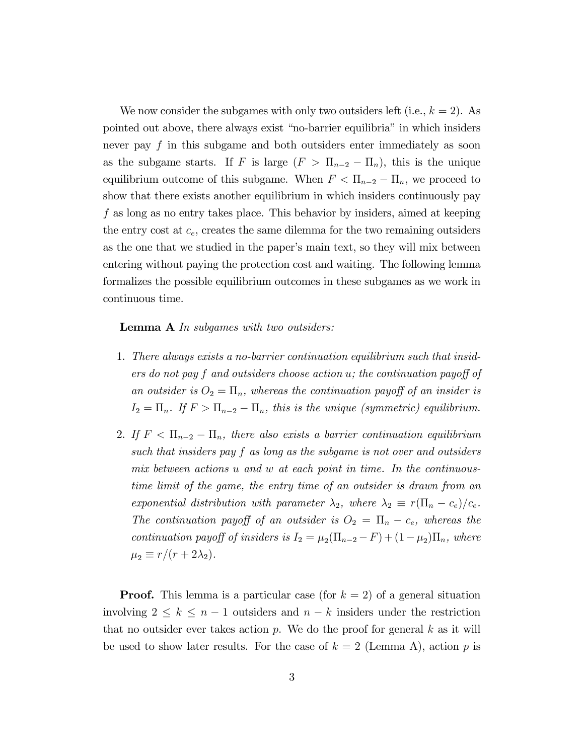We now consider the subgames with only two outsiders left (i.e., $k = 2$). As pointed out above, there always exist "no-barrier equilibria" in which insiders never pay $f$ in this subgame and both outsiders enter immediately as soon as the subgame starts. If $F$ is large ($F > \Pi_{n-2} - \Pi_n$), this is the unique equilibrium outcome of this subgame. When $F < \Pi_{n-2} - \Pi_n$, we proceed to show that there exists another equilibrium in which insiders continuously pay $f$ as long as no entry takes place. This behavior by insiders, aimed at keeping the entry cost at $c_e$, creates the same dilemma for the two remaining outsiders as the one that we studied in the paper's main text, so they will mix between entering without paying the protection cost and waiting. The following lemma formalizes the possible equilibrium outcomes in these subgames as we work in continuous time.

**Lemma A** *In subgames with two outsiders:*

1. *There always exists a no-barrier continuation equilibrium such that insiders do not pay $f$ and outsiders choose action u; the continuation payoff of an outsider is $O_2 = \Pi_n$, whereas the continuation payoff of an insider is $I_2 = \Pi_n$. If $F > \Pi_{n-2} - \Pi_n$, this is the unique (symmetric) equilibrium.*

2. *If $F < \Pi_{n-2} - \Pi_n$, there also exists a barrier continuation equilibrium such that insiders pay $f$ as long as the subgame is not over and outsiders mix between actions u and w at each point in time. In the continuous-time limit of the game, the entry time of an outsider is drawn from an exponential distribution with parameter $\lambda_2$, where $\lambda_2 \equiv r(\Pi_n - c_e)/c_e$. The continuation payoff of an outsider is $O_2 = \Pi_n - c_e$, whereas the continuation payoff of insiders is $I_2 = \mu_2(\Pi_{n-2} - F) + (1 - \mu_2)\Pi_n$, where $\mu_2 \equiv r/(r + 2\lambda_2)$.*

**Proof.** This lemma is a particular case (for $k = 2$) of a general situation involving $2 \leq k \leq n - 1$ outsiders and $n - k$ insiders under the restriction that no outsider ever takes action $p$. We do the proof for general $k$ as it will be used to show later results. For the case of $k = 2$ (Lemma A), action $p$ is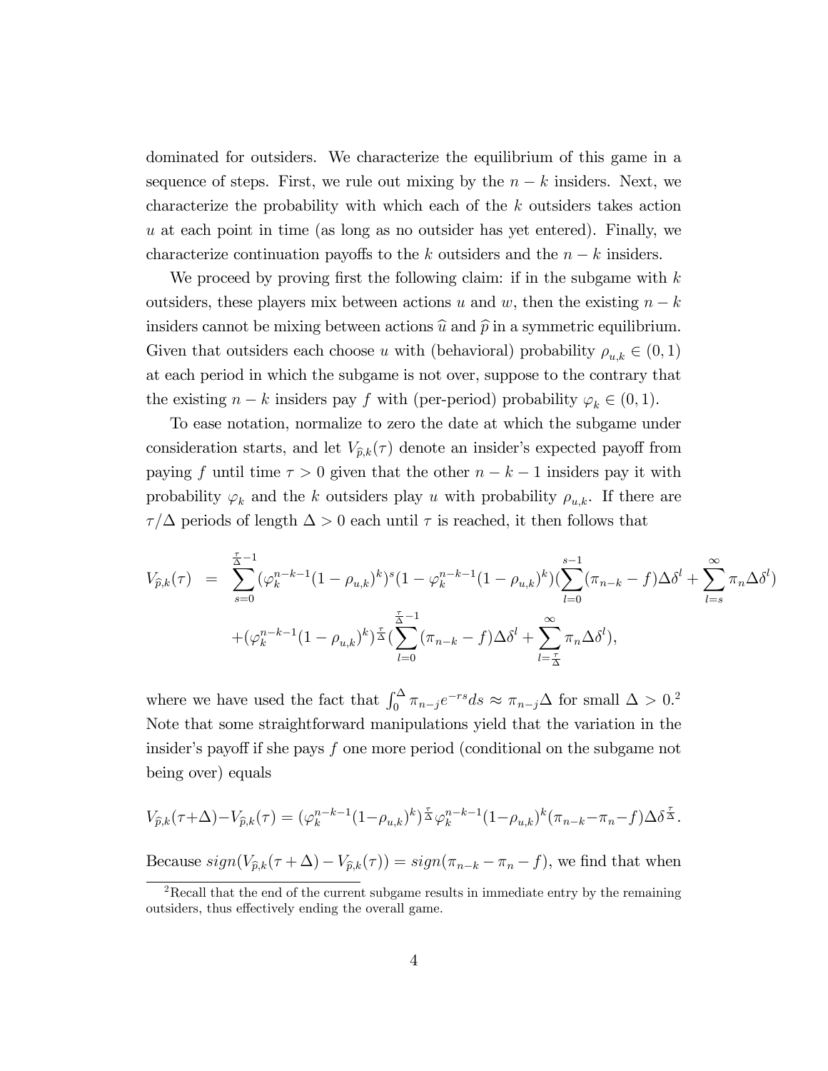dominated for outsiders. We characterize the equilibrium of this game in a sequence of steps. First, we rule out mixing by the $n-k$ insiders. Next, we characterize the probability with which each of the $k$ outsiders takes action $u$ at each point in time (as long as no outsider has yet entered). Finally, we characterize continuation payoffs to the $k$ outsiders and the $n-k$ insiders.

We proceed by proving first the following claim: if in the subgame with $k$ outsiders, these players mix between actions $u$ and $w$, then the existing $n-k$ insiders cannot be mixing between actions $\widehat{u}$ and $\widehat{p}$ in a symmetric equilibrium. Given that outsiders each choose $u$ with (behavioral) probability $\rho_{u,k} \in (0,1)$ at each period in which the subgame is not over, suppose to the contrary that the existing $n-k$ insiders pay $f$ with (per-period) probability $\varphi_k \in (0,1)$.

To ease notation, normalize to zero the date at which the subgame under consideration starts, and let $V_{\widehat{p},k}(\tau)$ denote an insider's expected payoff from paying $f$ until time $\tau > 0$ given that the other $n-k-1$ insiders pay it with probability $\varphi_k$ and the $k$ outsiders play $u$ with probability $\rho_{u,k}$. If there are $\tau/\Delta$ periods of length $\Delta > 0$ each until $\tau$ is reached, it then follows that

$$
\begin{aligned}
V_{\widehat{p},k}(\tau) &= \sum_{s=0}^{\frac{\tau}{\Delta}-1} (\varphi_k^{n-k-1}(1-\rho_{u,k})^k)^s (1-\varphi_k^{n-k-1}(1-\rho_{u,k})^k)(\sum_{l=0}^{s-1}(\pi_{n-k}-f)\Delta\delta^l + \sum_{l=s}^{\infty}\pi_n\Delta\delta^l) \\
&\quad + (\varphi_k^{n-k-1}(1-\rho_{u,k})^k)^{\frac{\tau}{\Delta}}(\sum_{l=0}^{\frac{\tau}{\Delta}-1}(\pi_{n-k}-f)\Delta\delta^l + \sum_{l=\frac{\tau}{\Delta}}^{\infty}\pi_n\Delta\delta^l),
\end{aligned}
$$

where we have used the fact that $\int_0^\Delta \pi_{n-j}e^{-rs}ds \approx \pi_{n-j}\Delta$ for small $\Delta > 0$.[2] Note that some straightforward manipulations yield that the variation in the insider's payoff if she pays $f$ one more period (conditional on the subgame not being over) equals

$$
V_{\widehat{p},k}(\tau+\Delta) - V_{\widehat{p},k}(\tau) = (\varphi_k^{n-k-1}(1-\rho_{u,k})^k)^{\frac{\tau}{\Delta}}\varphi_k^{n-k-1}(1-\rho_{u,k})^k(\pi_{n-k}-\pi_n-f)\Delta\delta^{\frac{\tau}{\Delta}}.
$$

Because $sign(V_{\widehat{p},k}(\tau+\Delta) - V_{\widehat{p},k}(\tau)) = sign(\pi_{n-k}-\pi_n-f)$, we find that when

[2] Recall that the end of the current subgame results in immediate entry by the remaining outsiders, thus effectively ending the overall game.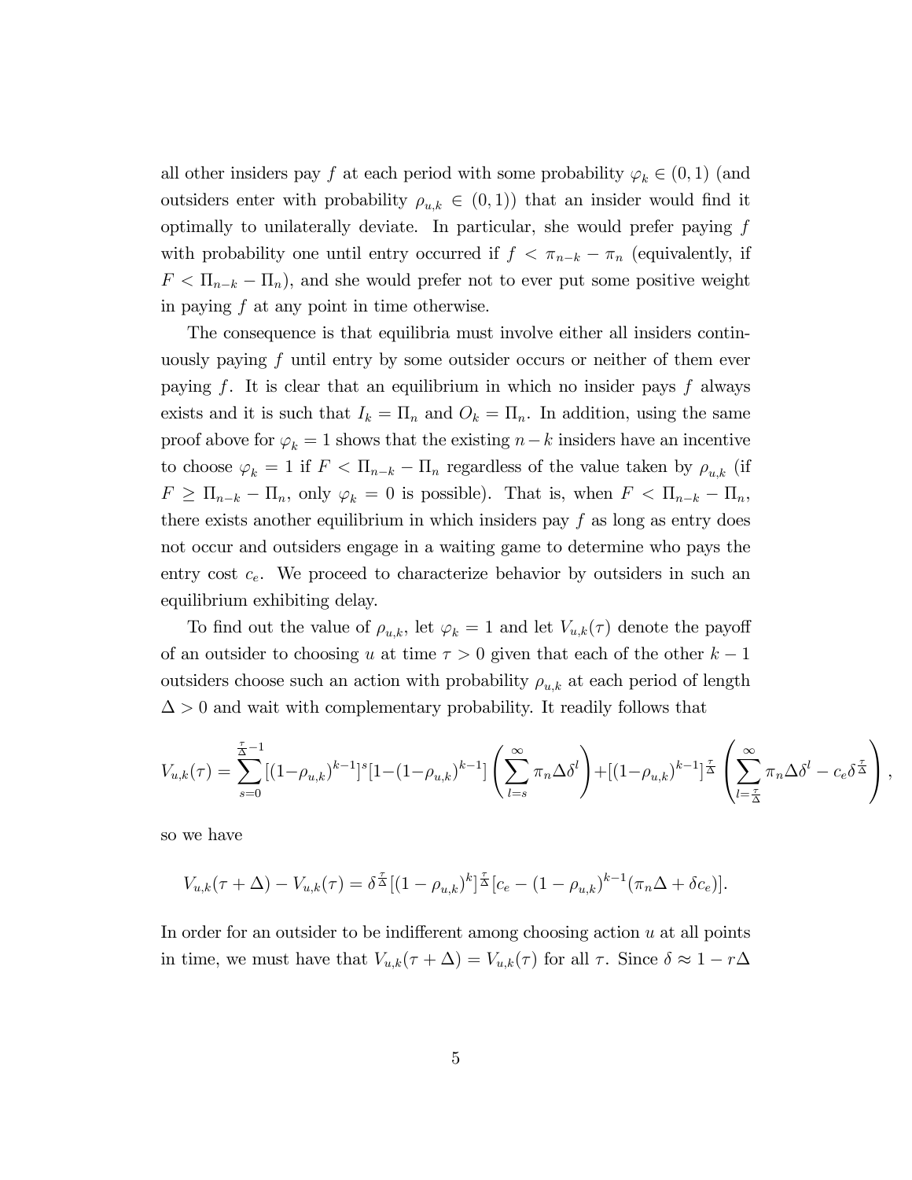all other insiders pay $f$ at each period with some probability $\varphi_k \in (0,1)$ (and outsiders enter with probability $\rho_{u,k} \in (0,1)$) that an insider would find it optimally to unilaterally deviate. In particular, she would prefer paying $f$ with probability one until entry occurred if $f < \pi_{n-k} - \pi_n$ (equivalently, if $F < \Pi_{n-k} - \Pi_n$), and she would prefer not to ever put some positive weight in paying $f$ at any point in time otherwise.

The consequence is that equilibria must involve either all insiders continuously paying $f$ until entry by some outsider occurs or neither of them ever paying $f$. It is clear that an equilibrium in which no insider pays $f$ always exists and it is such that $I_k = \Pi_n$ and $O_k = \Pi_n$. In addition, using the same proof above for $\varphi_k = 1$ shows that the existing $n-k$ insiders have an incentive to choose $\varphi_k = 1$ if $F < \Pi_{n-k} - \Pi_n$ regardless of the value taken by $\rho_{u,k}$ (if $F \geq \Pi_{n-k} - \Pi_n$, only $\varphi_k = 0$ is possible). That is, when $F < \Pi_{n-k} - \Pi_n$, there exists another equilibrium in which insiders pay $f$ as long as entry does not occur and outsiders engage in a waiting game to determine who pays the entry cost $c_e$. We proceed to characterize behavior by outsiders in such an equilibrium exhibiting delay.

To find out the value of $\rho_{u,k}$, let $\varphi_k = 1$ and let $V_{u,k}(\tau)$ denote the payoff of an outsider to choosing $u$ at time $\tau > 0$ given that each of the other $k-1$ outsiders choose such an action with probability $\rho_{u,k}$ at each period of length $\Delta > 0$ and wait with complementary probability. It readily follows that

$$V_{u,k}(\tau) = \sum_{s=0}^{\frac{\tau}{\Delta}-1} [(1-\rho_{u,k})^{k-1}]^s [1-(1-\rho_{u,k})^{k-1}] \left( \sum_{l=s}^{\infty} \pi_n \Delta \delta^l \right) + [(1-\rho_{u,k})^{k-1}]^{\frac{\tau}{\Delta}} \left( \sum_{l=\frac{\tau}{\Delta}}^{\infty} \pi_n \Delta \delta^l - c_e \delta^{\frac{\tau}{\Delta}} \right),$$

so we have

$$V_{u,k}(\tau + \Delta) - V_{u,k}(\tau) = \delta^{\frac{\tau}{\Delta}} [(1-\rho_{u,k})^k]^{\frac{\tau}{\Delta}} [c_e - (1-\rho_{u,k})^{k-1} (\pi_n \Delta + \delta c_e)].$$

In order for an outsider to be indifferent among choosing action $u$ at all points in time, we must have that $V_{u,k}(\tau + \Delta) = V_{u,k}(\tau)$ for all $\tau$. Since $\delta \approx 1 - r\Delta$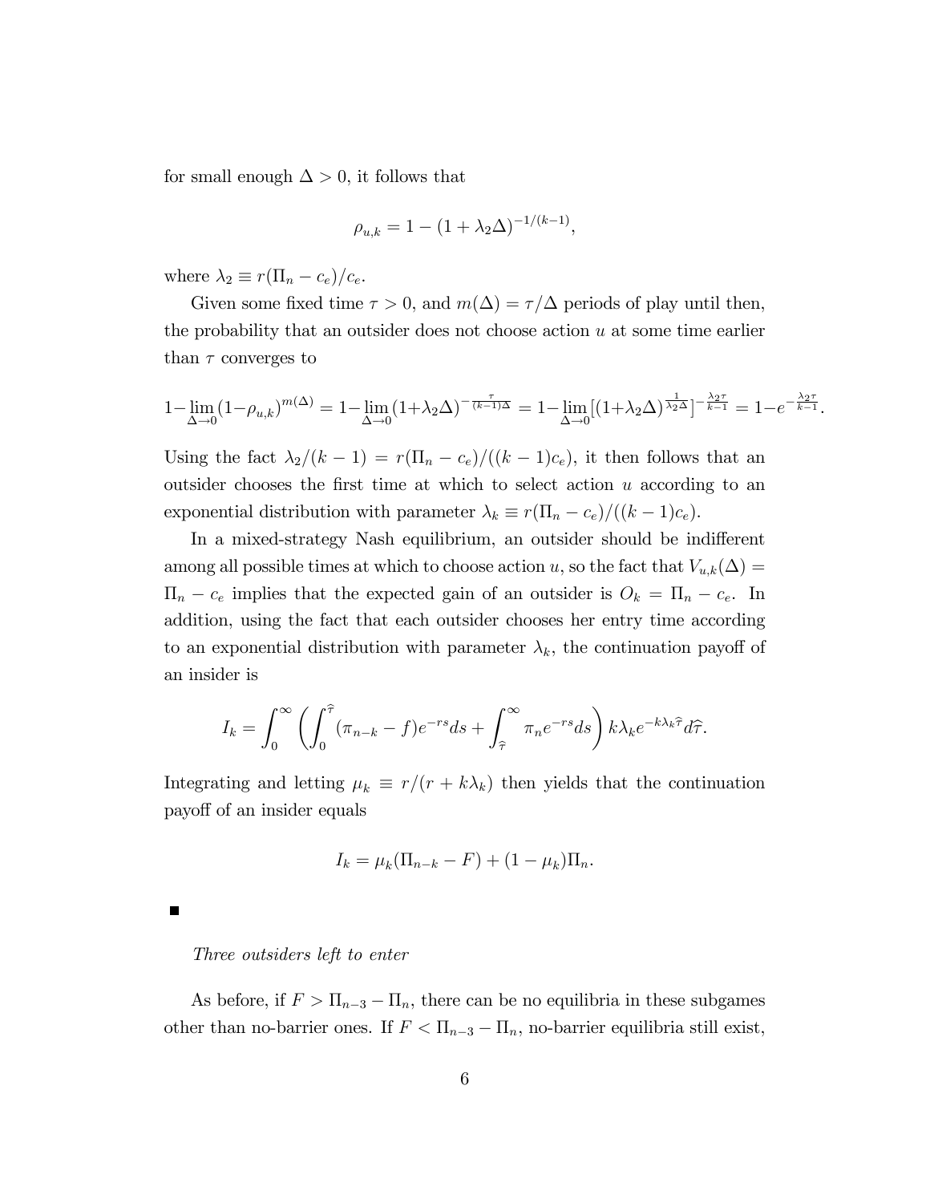for small enough $\Delta > 0$, it follows that

$$\rho_{u,k} = 1 - (1 + \lambda_2 \Delta)^{-1/(k-1)},$$

where $\lambda_2 \equiv r(\Pi_n - c_e)/c_e$.

Given some fixed time $\tau > 0$, and $m(\Delta) = \tau/\Delta$ periods of play until then, the probability that an outsider does not choose action $u$ at some time earlier than $\tau$ converges to

$$1 - \lim_{\Delta \to 0}(1-\rho_{u,k})^{m(\Delta)} = 1 - \lim_{\Delta \to 0}(1+\lambda_2\Delta)^{-\frac{\tau}{(k-1)\Delta}} = 1 - \lim_{\Delta \to 0}[(1+\lambda_2\Delta)^{\frac{1}{\lambda_2 \Delta}}]^{-\frac{\lambda_2 \tau}{k-1}} = 1 - e^{-\frac{\lambda_2 \tau}{k-1}}.$$

Using the fact $\lambda_2/(k-1) = r(\Pi_n - c_e)/((k-1)c_e)$, it then follows that an outsider chooses the first time at which to select action $u$ according to an exponential distribution with parameter $\lambda_k \equiv r(\Pi_n - c_e)/((k-1)c_e)$.

In a mixed-strategy Nash equilibrium, an outsider should be indifferent among all possible times at which to choose action $u$, so the fact that $V_{u,k}(\Delta) = \Pi_n - c_e$ implies that the expected gain of an outsider is $O_k = \Pi_n - c_e$. In addition, using the fact that each outsider chooses her entry time according to an exponential distribution with parameter $\lambda_k$, the continuation payoff of an insider is

$$I_k = \int_0^\infty \left( \int_0^{\widehat{\tau}} (\pi_{n-k} - f) e^{-rs} ds + \int_{\widehat{\tau}}^\infty \pi_n e^{-rs} ds \right) k \lambda_k e^{-k\lambda_k \widehat{\tau}} d\widehat{\tau}.$$

Integrating and letting $\mu_k \equiv r/(r + k\lambda_k)$ then yields that the continuation payoff of an insider equals

$$I_k = \mu_k(\Pi_{n-k} - F) + (1 - \mu_k)\Pi_n.$$

■

*Three outsiders left to enter*

As before, if $F > \Pi_{n-3} - \Pi_n$, there can be no equilibria in these subgames other than no-barrier ones. If $F < \Pi_{n-3} - \Pi_n$, no-barrier equilibria still exist,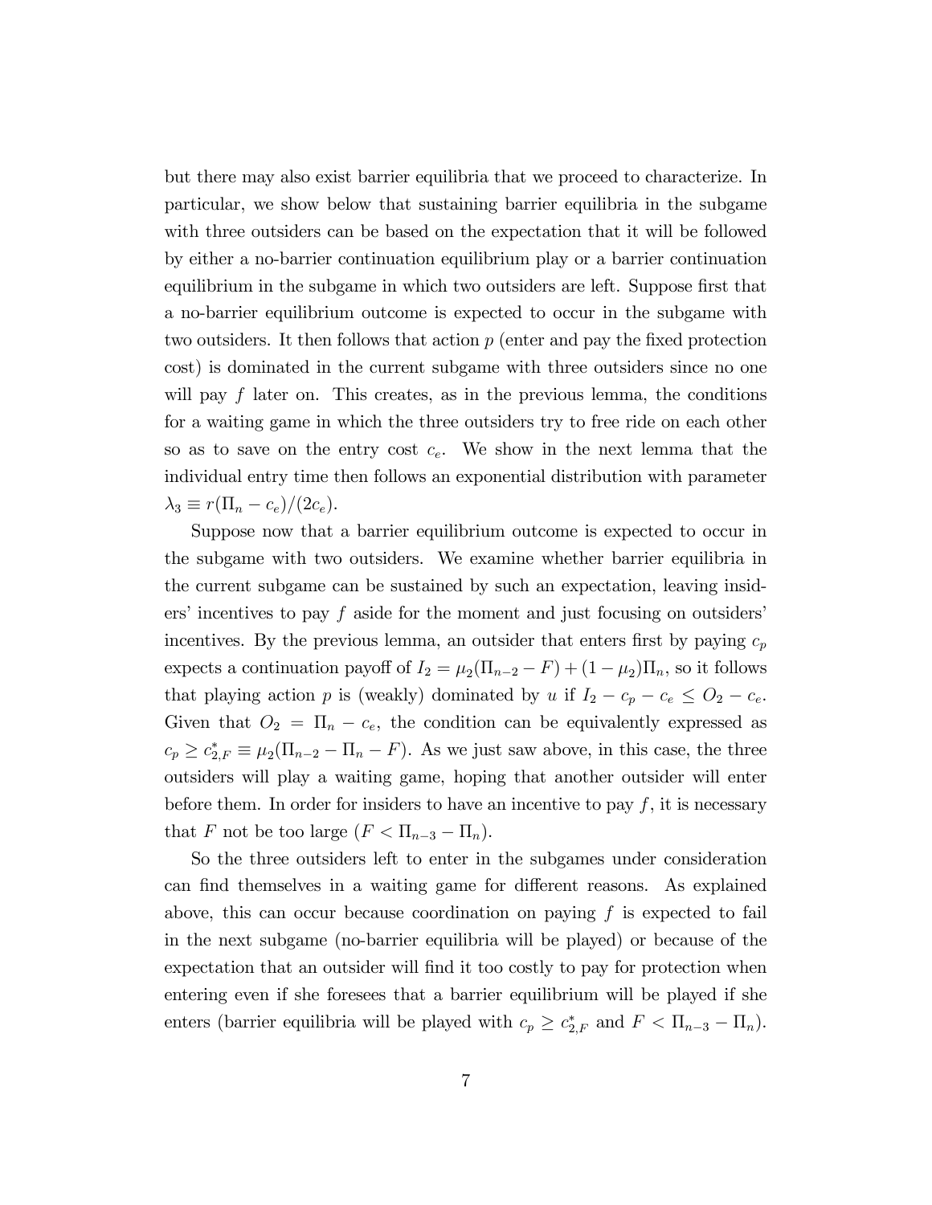but there may also exist barrier equilibria that we proceed to characterize. In particular, we show below that sustaining barrier equilibria in the subgame with three outsiders can be based on the expectation that it will be followed by either a no-barrier continuation equilibrium play or a barrier continuation equilibrium in the subgame in which two outsiders are left. Suppose first that a no-barrier equilibrium outcome is expected to occur in the subgame with two outsiders. It then follows that action $p$ (enter and pay the fixed protection cost) is dominated in the current subgame with three outsiders since no one will pay $f$ later on. This creates, as in the previous lemma, the conditions for a waiting game in which the three outsiders try to free ride on each other so as to save on the entry cost $c_e$. We show in the next lemma that the individual entry time then follows an exponential distribution with parameter $\lambda_3 \equiv r(\Pi_n - c_e)/(2c_e)$.

Suppose now that a barrier equilibrium outcome is expected to occur in the subgame with two outsiders. We examine whether barrier equilibria in the current subgame can be sustained by such an expectation, leaving insiders' incentives to pay $f$ aside for the moment and just focusing on outsiders' incentives. By the previous lemma, an outsider that enters first by paying $c_p$ expects a continuation payoff of $I_2 = \mu_2(\Pi_{n-2} - F) + (1 - \mu_2)\Pi_n$, so it follows that playing action $p$ is (weakly) dominated by $u$ if $I_2 - c_p - c_e \leq O_2 - c_e$. Given that $O_2 = \Pi_n - c_e$, the condition can be equivalently expressed as $c_p \geq c^*_{2,F} \equiv \mu_2(\Pi_{n-2} - \Pi_n - F)$. As we just saw above, in this case, the three outsiders will play a waiting game, hoping that another outsider will enter before them. In order for insiders to have an incentive to pay $f$, it is necessary that $F$ not be too large ($F < \Pi_{n-3} - \Pi_n$).

So the three outsiders left to enter in the subgames under consideration can find themselves in a waiting game for different reasons. As explained above, this can occur because coordination on paying $f$ is expected to fail in the next subgame (no-barrier equilibria will be played) or because of the expectation that an outsider will find it too costly to pay for protection when entering even if she foresees that a barrier equilibrium will be played if she enters (barrier equilibria will be played with $c_p \geq c^*_{2,F}$ and $F < \Pi_{n-3} - \Pi_n$).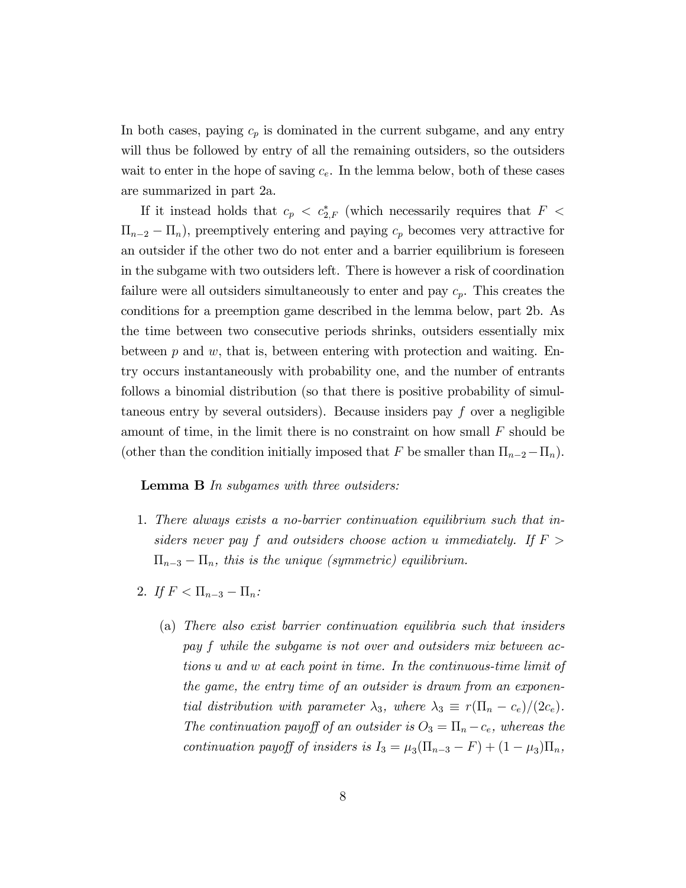In both cases, paying $c_p$ is dominated in the current subgame, and any entry will thus be followed by entry of all the remaining outsiders, so the outsiders wait to enter in the hope of saving $c_e$. In the lemma below, both of these cases are summarized in part 2a.

If it instead holds that $c_p < c^*_{2,F}$ (which necessarily requires that $F < \Pi_{n-2} - \Pi_n$), preemptively entering and paying $c_p$ becomes very attractive for an outsider if the other two do not enter and a barrier equilibrium is foreseen in the subgame with two outsiders left. There is however a risk of coordination failure were all outsiders simultaneously to enter and pay $c_p$. This creates the conditions for a preemption game described in the lemma below, part 2b. As the time between two consecutive periods shrinks, outsiders essentially mix between $p$ and $w$, that is, between entering with protection and waiting. Entry occurs instantaneously with probability one, and the number of entrants follows a binomial distribution (so that there is positive probability of simultaneous entry by several outsiders). Because insiders pay $f$ over a negligible amount of time, in the limit there is no constraint on how small $F$ should be (other than the condition initially imposed that $F$ be smaller than $\Pi_{n-2} - \Pi_n$).

**Lemma B** *In subgames with three outsiders:*

1. *There always exists a no-barrier continuation equilibrium such that insiders never pay $f$ and outsiders choose action $u$ immediately. If $F > \Pi_{n-3} - \Pi_n$, this is the unique (symmetric) equilibrium.*
2. *If $F < \Pi_{n-3} - \Pi_n$:*
   (a) *There also exist barrier continuation equilibria such that insiders pay $f$ while the subgame is not over and outsiders mix between actions $u$ and $w$ at each point in time. In the continuous-time limit of the game, the entry time of an outsider is drawn from an exponential distribution with parameter $\lambda_3$, where $\lambda_3 \equiv r(\Pi_n - c_e)/(2c_e)$. The continuation payoff of an outsider is $O_3 = \Pi_n - c_e$, whereas the continuation payoff of insiders is $I_3 = \mu_3(\Pi_{n-3} - F) + (1 - \mu_3)\Pi_n$,*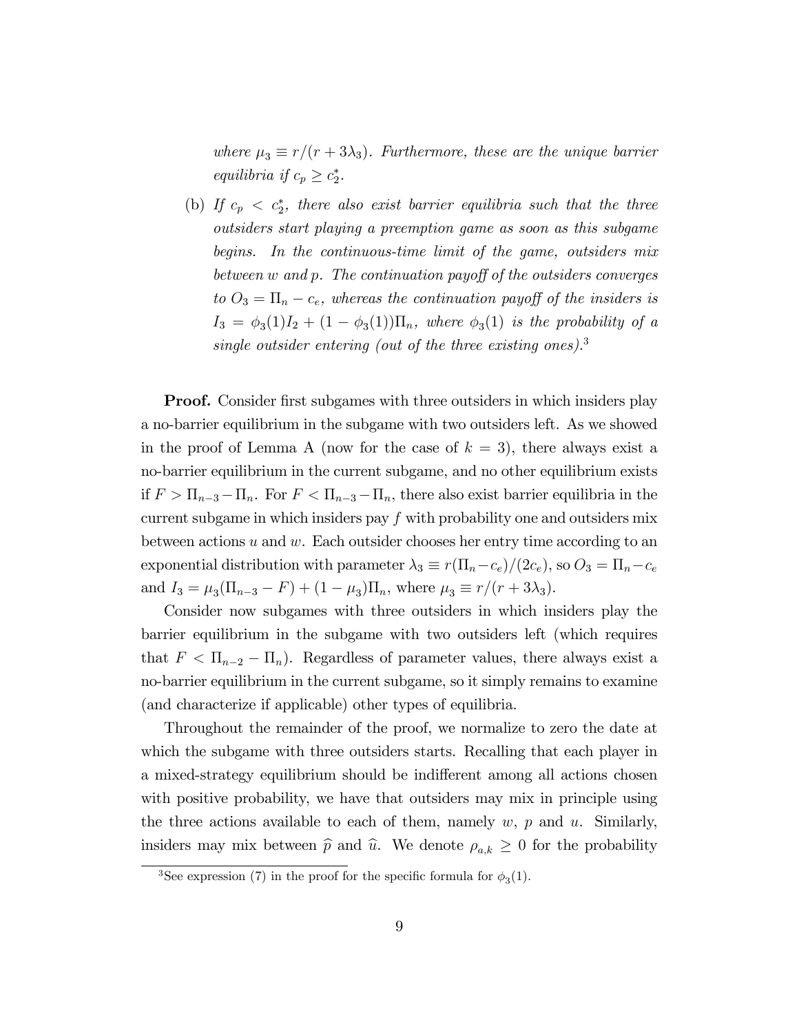*where $\mu_3 \equiv r/(r+3\lambda_3)$. Furthermore, these are the unique barrier equilibria if $c_p \geq c_2^*$.*

(b) *If $c_p < c_2^*$, there also exist barrier equilibria such that the three outsiders start playing a preemption game as soon as this subgame begins. In the continuous-time limit of the game, outsiders mix between $w$ and $p$. The continuation payoff of the outsiders converges to $O_3 = \Pi_n - c_e$, whereas the continuation payoff of the insiders is $I_3 = \phi_3(1)I_2 + (1-\phi_3(1))\Pi_n$, where $\phi_3(1)$ is the probability of a single outsider entering (out of the three existing ones).*[3]

**Proof.** Consider first subgames with three outsiders in which insiders play a no-barrier equilibrium in the subgame with two outsiders left. As we showed in the proof of Lemma A (now for the case of $k=3$), there always exist a no-barrier equilibrium in the current subgame, and no other equilibrium exists if $F > \Pi_{n-3} - \Pi_n$. For $F < \Pi_{n-3} - \Pi_n$, there also exist barrier equilibria in the current subgame in which insiders pay $f$ with probability one and outsiders mix between actions $u$ and $w$. Each outsider chooses her entry time according to an exponential distribution with parameter $\lambda_3 \equiv r(\Pi_n - c_e)/(2c_e)$, so $O_3 = \Pi_n - c_e$ and $I_3 = \mu_3(\Pi_{n-3} - F) + (1-\mu_3)\Pi_n$, where $\mu_3 \equiv r/(r+3\lambda_3)$.

Consider now subgames with three outsiders in which insiders play the barrier equilibrium in the subgame with two outsiders left (which requires that $F < \Pi_{n-2} - \Pi_n$). Regardless of parameter values, there always exist a no-barrier equilibrium in the current subgame, so it simply remains to examine (and characterize if applicable) other types of equilibria.

Throughout the remainder of the proof, we normalize to zero the date at which the subgame with three outsiders starts. Recalling that each player in a mixed-strategy equilibrium should be indifferent among all actions chosen with positive probability, we have that outsiders may mix in principle using the three actions available to each of them, namely $w$, $p$ and $u$. Similarly, insiders may mix between $\widehat{p}$ and $\widehat{u}$. We denote $\rho_{a,k} \geq 0$ for the probability

[3] See expression (7) in the proof for the specific formula for $\phi_3(1)$.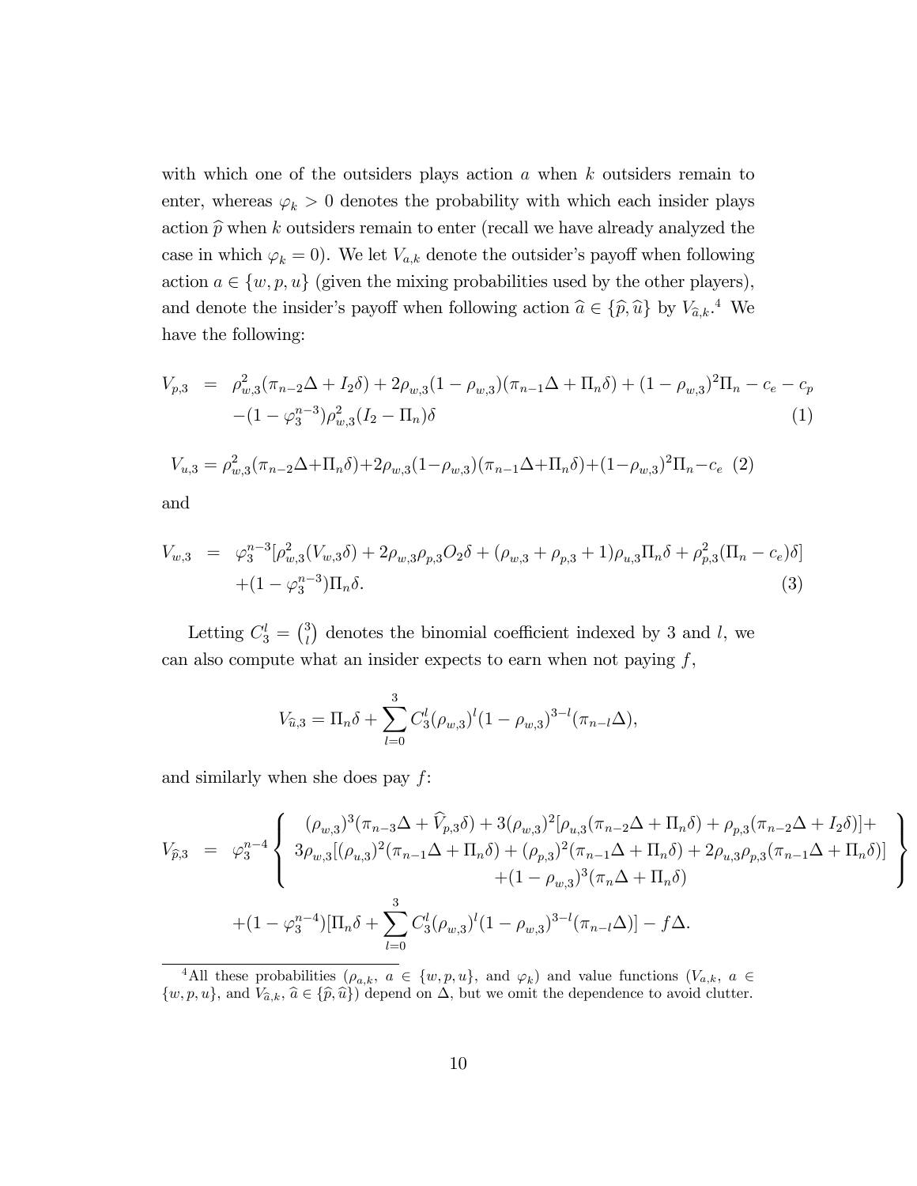with which one of the outsiders plays action $a$ when $k$ outsiders remain to enter, whereas $\varphi_k > 0$ denotes the probability with which each insider plays action $\widehat{p}$ when $k$ outsiders remain to enter (recall we have already analyzed the case in which $\varphi_k = 0$). We let $V_{a,k}$ denote the outsider's payoff when following action $a \in \{w, p, u\}$ (given the mixing probabilities used by the other players), and denote the insider's payoff when following action $\widehat{a} \in \{\widehat{p}, \widehat{u}\}$ by $V_{\widehat{a},k}$.[4] We have the following:

$$
\begin{aligned}
V_{p,3} &= \rho_{w,3}^2(\pi_{n-2}\Delta + I_2\delta) + 2\rho_{w,3}(1-\rho_{w,3})(\pi_{n-1}\Delta + \Pi_n\delta) + (1-\rho_{w,3})^2\Pi_n - c_e - c_p \\
&\quad -(1-\varphi_3^{n-3})\rho_{w,3}^2(I_2 - \Pi_n)\delta
\end{aligned} \tag{1}
$$

$$
V_{u,3} = \rho_{w,3}^2(\pi_{n-2}\Delta + \Pi_n\delta) + 2\rho_{w,3}(1-\rho_{w,3})(\pi_{n-1}\Delta + \Pi_n\delta) + (1-\rho_{w,3})^2\Pi_n - c_e \tag{2}
$$

and

$$
\begin{aligned}
V_{w,3} &= \varphi_3^{n-3}[\rho_{w,3}^2(V_{w,3}\delta) + 2\rho_{w,3}\rho_{p,3}O_2\delta + (\rho_{w,3} + \rho_{p,3} + 1)\rho_{u,3}\Pi_n\delta + \rho_{p,3}^2(\Pi_n - c_e)\delta] \\
&\quad +(1-\varphi_3^{n-3})\Pi_n\delta.
\end{aligned} \tag{3}
$$

Letting $C_3^l = \binom{3}{l}$ denotes the binomial coefficient indexed by 3 and $l$, we can also compute what an insider expects to earn when not paying $f$,

$$
V_{\widehat{u},3} = \Pi_n\delta + \sum_{l=0}^{3} C_3^l(\rho_{w,3})^l(1-\rho_{w,3})^{3-l}(\pi_{n-l}\Delta),
$$

and similarly when she does pay $f$:

$$
\begin{aligned}
V_{\widehat{p},3} &= \varphi_3^{n-4}\left\{
\begin{array}{c}
(\rho_{w,3})^3(\pi_{n-3}\Delta + \widehat{V}_{p,3}\delta) + 3(\rho_{w,3})^2[\rho_{u,3}(\pi_{n-2}\Delta + \Pi_n\delta) + \rho_{p,3}(\pi_{n-2}\Delta + I_2\delta)] + \\
3\rho_{w,3}[(\rho_{u,3})^2(\pi_{n-1}\Delta + \Pi_n\delta) + (\rho_{p,3})^2(\pi_{n-1}\Delta + \Pi_n\delta) + 2\rho_{u,3}\rho_{p,3}(\pi_{n-1}\Delta + \Pi_n\delta)] \\
+(1-\rho_{w,3})^3(\pi_n\Delta + \Pi_n\delta)
\end{array}
\right\} \\
&\quad +(1-\varphi_3^{n-4})[\Pi_n\delta + \sum_{l=0}^{3} C_3^l(\rho_{w,3})^l(1-\rho_{w,3})^{3-l}(\pi_{n-l}\Delta)] - f\Delta.
\end{aligned}
$$

[4] All these probabilities ($\rho_{a,k}$, $a \in \{w, p, u\}$, and $\varphi_k$) and value functions ($V_{a,k}$, $a \in \{w, p, u\}$, and $V_{\widehat{a},k}$, $\widehat{a} \in \{\widehat{p}, \widehat{u}\}$) depend on $\Delta$, but we omit the dependence to avoid clutter.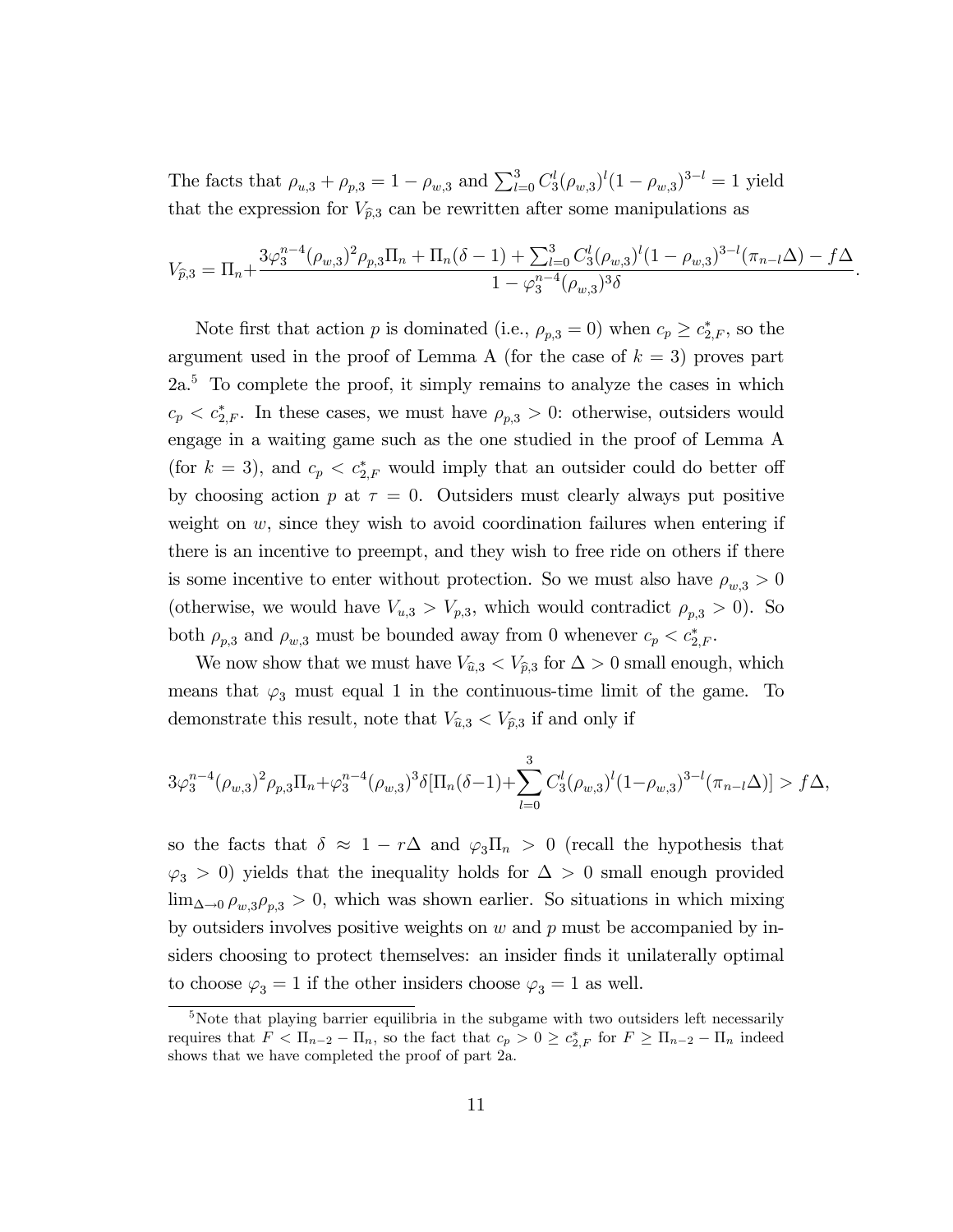The facts that $\rho_{u,3} + \rho_{p,3} = 1 - \rho_{w,3}$ and $\sum_{l=0}^{3} C_3^l (\rho_{w,3})^l (1-\rho_{w,3})^{3-l} = 1$ yield that the expression for $V_{\widehat{p},3}$ can be rewritten after some manipulations as

$$V_{\widehat{p},3} = \Pi_n + \frac{3\varphi_3^{n-4}(\rho_{w,3})^2 \rho_{p,3} \Pi_n + \Pi_n(\delta - 1) + \sum_{l=0}^{3} C_3^l (\rho_{w,3})^l (1-\rho_{w,3})^{3-l} (\pi_{n-l}\Delta) - f\Delta}{1 - \varphi_3^{n-4}(\rho_{w,3})^3 \delta}.$$

Note first that action $p$ is dominated (i.e., $\rho_{p,3} = 0$) when $c_p \geq c_{2,F}^*$, so the argument used in the proof of Lemma A (for the case of $k = 3$) proves part 2a.[5] To complete the proof, it simply remains to analyze the cases in which $c_p < c_{2,F}^*$. In these cases, we must have $\rho_{p,3} > 0$: otherwise, outsiders would engage in a waiting game such as the one studied in the proof of Lemma A (for $k = 3$), and $c_p < c_{2,F}^*$ would imply that an outsider could do better off by choosing action $p$ at $\tau = 0$. Outsiders must clearly always put positive weight on $w$, since they wish to avoid coordination failures when entering if there is an incentive to preempt, and they wish to free ride on others if there is some incentive to enter without protection. So we must also have $\rho_{w,3} > 0$ (otherwise, we would have $V_{u,3} > V_{p,3}$, which would contradict $\rho_{p,3} > 0$). So both $\rho_{p,3}$ and $\rho_{w,3}$ must be bounded away from 0 whenever $c_p < c_{2,F}^*$.

We now show that we must have $V_{\widehat{u},3} < V_{\widehat{p},3}$ for $\Delta > 0$ small enough, which means that $\varphi_3$ must equal 1 in the continuous-time limit of the game. To demonstrate this result, note that $V_{\widehat{u},3} < V_{\widehat{p},3}$ if and only if

$$3\varphi_3^{n-4}(\rho_{w,3})^2 \rho_{p,3} \Pi_n + \varphi_3^{n-4}(\rho_{w,3})^3 \delta [\Pi_n(\delta - 1) + \sum_{l=0}^{3} C_3^l (\rho_{w,3})^l (1-\rho_{w,3})^{3-l} (\pi_{n-l}\Delta)] > f\Delta,$$

so the facts that $\delta \approx 1 - r\Delta$ and $\varphi_3 \Pi_n > 0$ (recall the hypothesis that $\varphi_3 > 0$) yields that the inequality holds for $\Delta > 0$ small enough provided $\lim_{\Delta \to 0} \rho_{w,3}\rho_{p,3} > 0$, which was shown earlier. So situations in which mixing by outsiders involves positive weights on $w$ and $p$ must be accompanied by insiders choosing to protect themselves: an insider finds it unilaterally optimal to choose $\varphi_3 = 1$ if the other insiders choose $\varphi_3 = 1$ as well.

[5] Note that playing barrier equilibria in the subgame with two outsiders left necessarily requires that $F < \Pi_{n-2} - \Pi_n$, so the fact that $c_p > 0 \geq c_{2,F}^*$ for $F \geq \Pi_{n-2} - \Pi_n$ indeed shows that we have completed the proof of part 2a.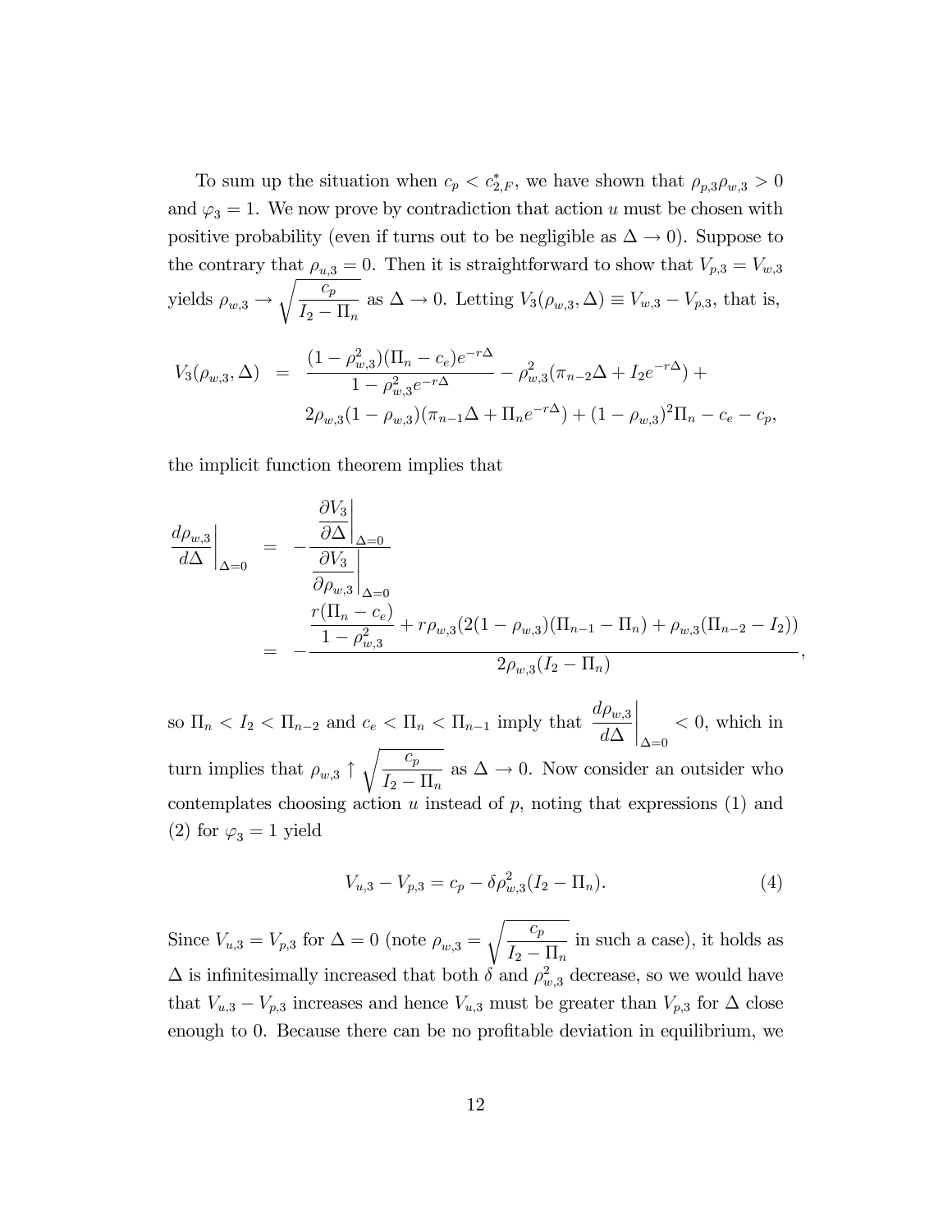To sum up the situation when $c_p < c^*_{2,F}$, we have shown that $\rho_{p,3}\rho_{w,3} > 0$ and $\varphi_3 = 1$. We now prove by contradiction that action $u$ must be chosen with positive probability (even if turns out to be negligible as $\Delta \to 0$). Suppose to the contrary that $\rho_{u,3} = 0$. Then it is straightforward to show that $V_{p,3} = V_{w,3}$ yields $\rho_{w,3} \to \sqrt{\dfrac{c_p}{I_2 - \Pi_n}}$ as $\Delta \to 0$. Letting $V_3(\rho_{w,3}, \Delta) \equiv V_{w,3} - V_{p,3}$, that is,

$$
\begin{aligned}
V_3(\rho_{w,3}, \Delta) \;&=\; \frac{(1-\rho_{w,3}^2)(\Pi_n - c_e)e^{-r\Delta}}{1-\rho_{w,3}^2 e^{-r\Delta}} - \rho_{w,3}^2(\pi_{n-2}\Delta + I_2 e^{-r\Delta}) + \\
&\quad\; 2\rho_{w,3}(1-\rho_{w,3})(\pi_{n-1}\Delta + \Pi_n e^{-r\Delta}) + (1-\rho_{w,3})^2\Pi_n - c_e - c_p,
\end{aligned}
$$

the implicit function theorem implies that

$$
\begin{aligned}
\left.\frac{d\rho_{w,3}}{d\Delta}\right|_{\Delta=0} \;&=\; -\frac{\left.\dfrac{\partial V_3}{\partial \Delta}\right|_{\Delta=0}}{\left.\dfrac{\partial V_3}{\partial \rho_{w,3}}\right|_{\Delta=0}} \\
&=\; -\frac{\dfrac{r(\Pi_n - c_e)}{1-\rho_{w,3}^2} + r\rho_{w,3}(2(1-\rho_{w,3})(\Pi_{n-1} - \Pi_n) + \rho_{w,3}(\Pi_{n-2} - I_2))}{2\rho_{w,3}(I_2 - \Pi_n)},
\end{aligned}
$$

so $\Pi_n < I_2 < \Pi_{n-2}$ and $c_e < \Pi_n < \Pi_{n-1}$ imply that $\left.\dfrac{d\rho_{w,3}}{d\Delta}\right|_{\Delta=0} < 0$, which in turn implies that $\rho_{w,3} \uparrow \sqrt{\dfrac{c_p}{I_2 - \Pi_n}}$ as $\Delta \to 0$. Now consider an outsider who contemplates choosing action $u$ instead of $p$, noting that expressions (1) and (2) for $\varphi_3 = 1$ yield

$$
V_{u,3} - V_{p,3} = c_p - \delta\rho_{w,3}^2(I_2 - \Pi_n). \tag{4}
$$

Since $V_{u,3} = V_{p,3}$ for $\Delta = 0$ (note $\rho_{w,3} = \sqrt{\dfrac{c_p}{I_2 - \Pi_n}}$ in such a case), it holds as $\Delta$ is infinitesimally increased that both $\delta$ and $\rho_{w,3}^2$ decrease, so we would have that $V_{u,3} - V_{p,3}$ increases and hence $V_{u,3}$ must be greater than $V_{p,3}$ for $\Delta$ close enough to 0. Because there can be no profitable deviation in equilibrium, we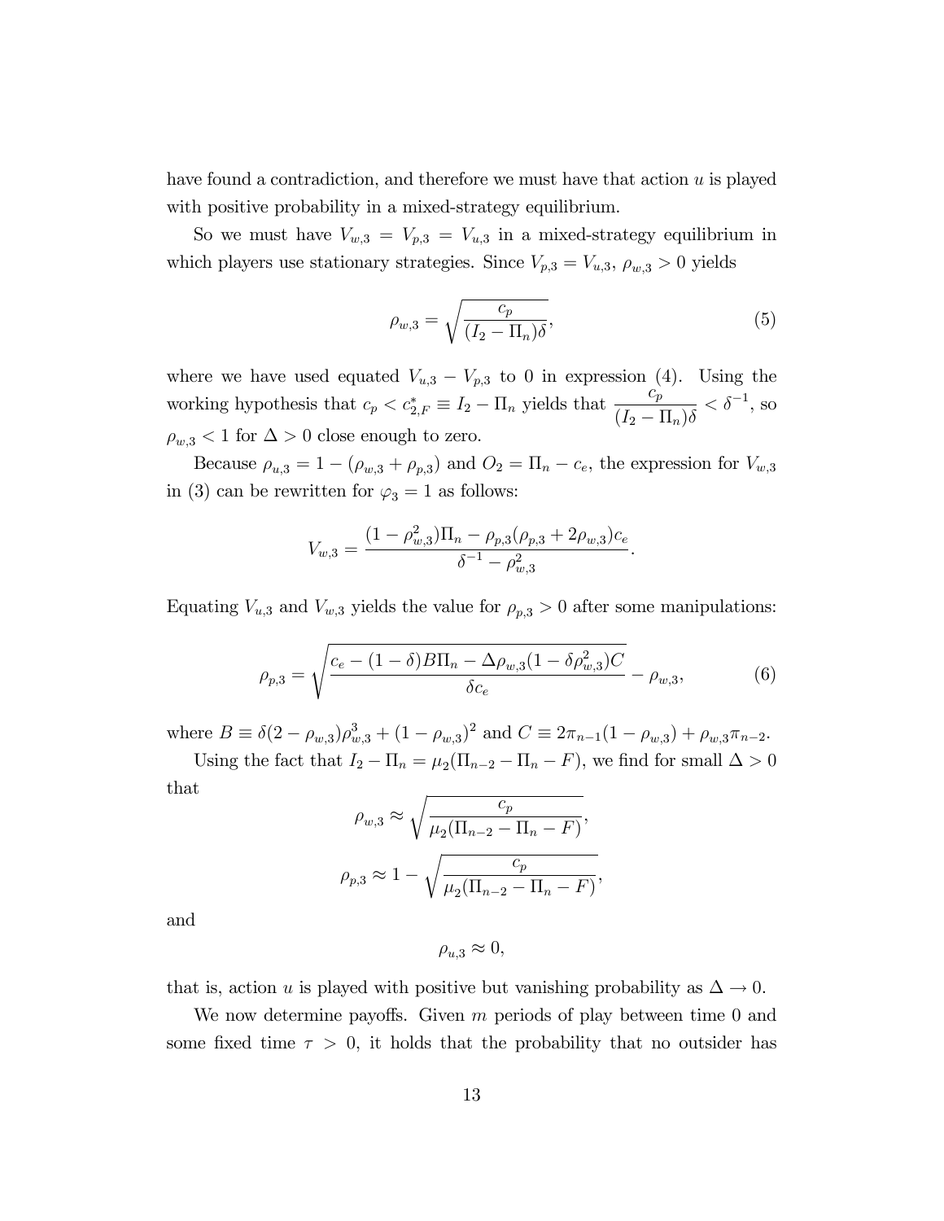have found a contradiction, and therefore we must have that action $u$ is played with positive probability in a mixed-strategy equilibrium.

So we must have $V_{w,3} = V_{p,3} = V_{u,3}$ in a mixed-strategy equilibrium in which players use stationary strategies. Since $V_{p,3} = V_{u,3}$, $\rho_{w,3} > 0$ yields

$$\rho_{w,3} = \sqrt{\frac{c_p}{(I_2 - \Pi_n)\delta}}, \tag{5}$$

where we have used equated $V_{u,3} - V_{p,3}$ to 0 in expression (4). Using the working hypothesis that $c_p < c^*_{2,F} \equiv I_2 - \Pi_n$ yields that $\dfrac{c_p}{(I_2 - \Pi_n)\delta} < \delta^{-1}$, so $\rho_{w,3} < 1$ for $\Delta > 0$ close enough to zero.

Because $\rho_{u,3} = 1 - (\rho_{w,3} + \rho_{p,3})$ and $O_2 = \Pi_n - c_e$, the expression for $V_{w,3}$ in (3) can be rewritten for $\varphi_3 = 1$ as follows:

$$V_{w,3} = \frac{(1 - \rho_{w,3}^2)\Pi_n - \rho_{p,3}(\rho_{p,3} + 2\rho_{w,3})c_e}{\delta^{-1} - \rho_{w,3}^2}.$$

Equating $V_{u,3}$ and $V_{w,3}$ yields the value for $\rho_{p,3} > 0$ after some manipulations:

$$\rho_{p,3} = \sqrt{\frac{c_e - (1-\delta)B\Pi_n - \Delta\rho_{w,3}(1 - \delta\rho_{w,3}^2)C}{\delta c_e}} - \rho_{w,3}, \tag{6}$$

where $B \equiv \delta(2 - \rho_{w,3})\rho_{w,3}^3 + (1 - \rho_{w,3})^2$ and $C \equiv 2\pi_{n-1}(1 - \rho_{w,3}) + \rho_{w,3}\pi_{n-2}$.

Using the fact that $I_2 - \Pi_n = \mu_2(\Pi_{n-2} - \Pi_n - F)$, we find for small $\Delta > 0$ that

$$\rho_{w,3} \approx \sqrt{\frac{c_p}{\mu_2(\Pi_{n-2} - \Pi_n - F)}},$$

$$\rho_{p,3} \approx 1 - \sqrt{\frac{c_p}{\mu_2(\Pi_{n-2} - \Pi_n - F)}},$$

and

$$\rho_{u,3} \approx 0,$$

that is, action $u$ is played with positive but vanishing probability as $\Delta \to 0$.

We now determine payoffs. Given $m$ periods of play between time 0 and some fixed time $\tau > 0$, it holds that the probability that no outsider has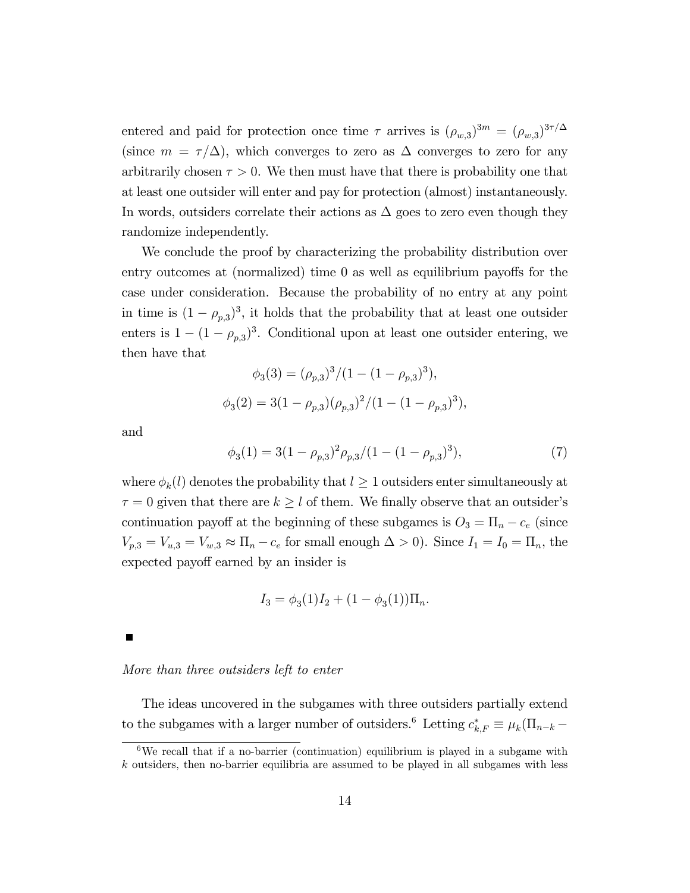entered and paid for protection once time $\tau$ arrives is $(\rho_{w,3})^{3m} = (\rho_{w,3})^{3\tau/\Delta}$ (since $m = \tau/\Delta$), which converges to zero as $\Delta$ converges to zero for any arbitrarily chosen $\tau > 0$. We then must have that there is probability one that at least one outsider will enter and pay for protection (almost) instantaneously. In words, outsiders correlate their actions as $\Delta$ goes to zero even though they randomize independently.

We conclude the proof by characterizing the probability distribution over entry outcomes at (normalized) time 0 as well as equilibrium payoffs for the case under consideration. Because the probability of no entry at any point in time is $(1 - \rho_{p,3})^3$, it holds that the probability that at least one outsider enters is $1 - (1 - \rho_{p,3})^3$. Conditional upon at least one outsider entering, we then have that

$$\phi_3(3) = (\rho_{p,3})^3/(1 - (1 - \rho_{p,3})^3),$$

$$\phi_3(2) = 3(1 - \rho_{p,3})(\rho_{p,3})^2/(1 - (1 - \rho_{p,3})^3),$$

and

$$\phi_3(1) = 3(1 - \rho_{p,3})^2\rho_{p,3}/(1 - (1 - \rho_{p,3})^3), \tag{7}$$

where $\phi_k(l)$ denotes the probability that $l \geq 1$ outsiders enter simultaneously at $\tau = 0$ given that there are $k \geq l$ of them. We finally observe that an outsider's continuation payoff at the beginning of these subgames is $O_3 = \Pi_n - c_e$ (since $V_{p,3} = V_{u,3} = V_{w,3} \approx \Pi_n - c_e$ for small enough $\Delta > 0$). Since $I_1 = I_0 = \Pi_n$, the expected payoff earned by an insider is

$$I_3 = \phi_3(1)I_2 + (1 - \phi_3(1))\Pi_n.$$

■

*More than three outsiders left to enter*

The ideas uncovered in the subgames with three outsiders partially extend to the subgames with a larger number of outsiders.[6] Letting $c^*_{k,F} \equiv \mu_k(\Pi_{n-k} -$

[6] We recall that if a no-barrier (continuation) equilibrium is played in a subgame with $k$ outsiders, then no-barrier equilibria are assumed to be played in all subgames with less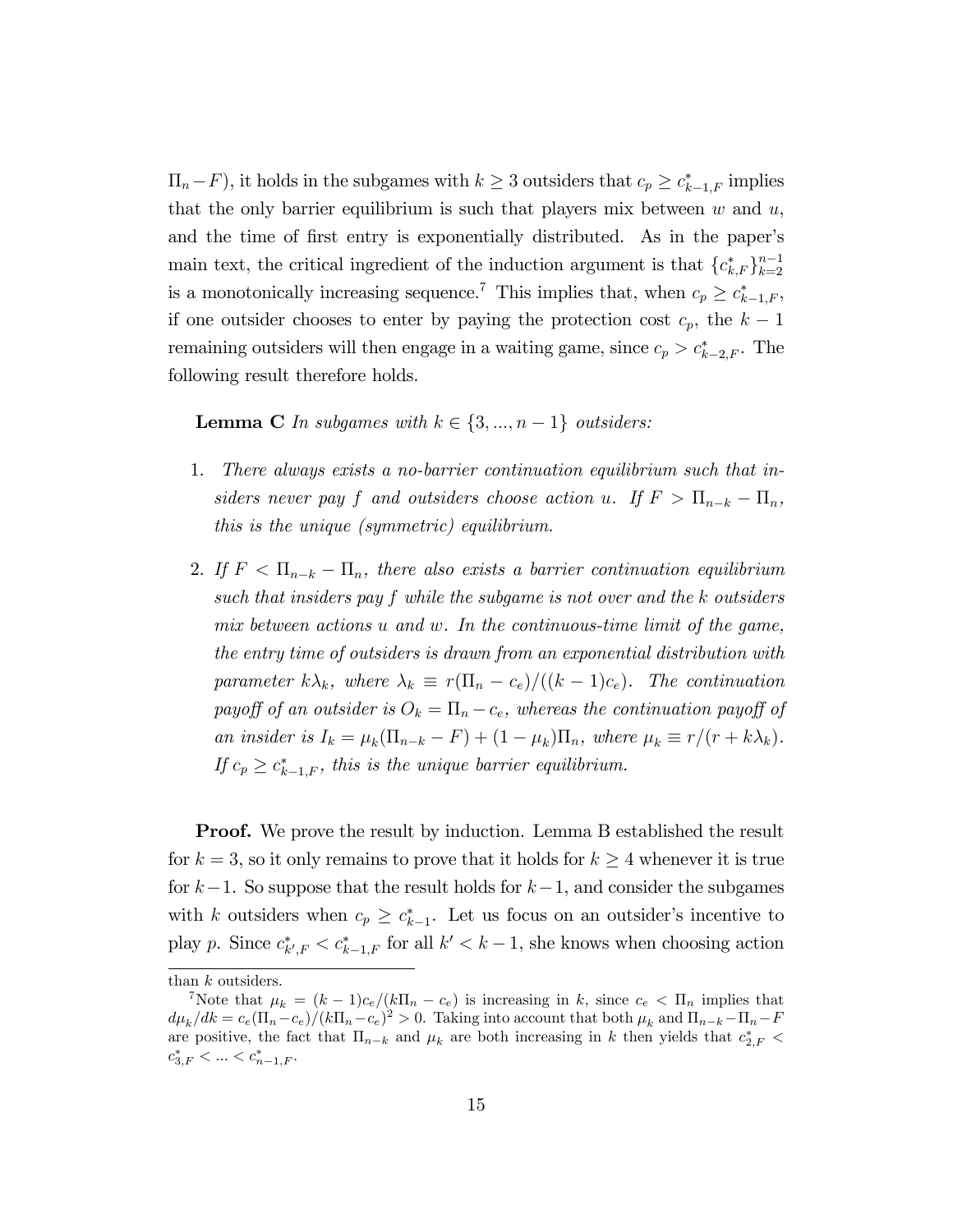$\Pi_n - F$), it holds in the subgames with $k \geq 3$ outsiders that $c_p \geq c^*_{k-1,F}$ implies that the only barrier equilibrium is such that players mix between $w$ and $u$, and the time of first entry is exponentially distributed. As in the paper's main text, the critical ingredient of the induction argument is that $\{c^*_{k,F}\}_{k=2}^{n-1}$ is a monotonically increasing sequence.[7] This implies that, when $c_p \geq c^*_{k-1,F}$, if one outsider chooses to enter by paying the protection cost $c_p$, the $k-1$ remaining outsiders will then engage in a waiting game, since $c_p > c^*_{k-2,F}$. The following result therefore holds.

**Lemma C** *In subgames with $k \in \{3, ..., n-1\}$ outsiders:*

1. *There always exists a no-barrier continuation equilibrium such that insiders never pay $f$ and outsiders choose action $u$. If $F > \Pi_{n-k} - \Pi_n$, this is the unique (symmetric) equilibrium.*

2. *If $F < \Pi_{n-k} - \Pi_n$, there also exists a barrier continuation equilibrium such that insiders pay $f$ while the subgame is not over and the $k$ outsiders mix between actions $u$ and $w$. In the continuous-time limit of the game, the entry time of outsiders is drawn from an exponential distribution with parameter $k\lambda_k$, where $\lambda_k \equiv r(\Pi_n - c_e)/((k-1)c_e)$. The continuation payoff of an outsider is $O_k = \Pi_n - c_e$, whereas the continuation payoff of an insider is $I_k = \mu_k(\Pi_{n-k} - F) + (1-\mu_k)\Pi_n$, where $\mu_k \equiv r/(r + k\lambda_k)$. If $c_p \geq c^*_{k-1,F}$, this is the unique barrier equilibrium.*

**Proof.** We prove the result by induction. Lemma B established the result for $k = 3$, so it only remains to prove that it holds for $k \geq 4$ whenever it is true for $k-1$. So suppose that the result holds for $k-1$, and consider the subgames with $k$ outsiders when $c_p \geq c^*_{k-1}$. Let us focus on an outsider's incentive to play $p$. Since $c^*_{k',F} < c^*_{k-1,F}$ for all $k' < k-1$, she knows when choosing action

---

than $k$ outsiders.

[7] Note that $\mu_k = (k-1)c_e/(k\Pi_n - c_e)$ is increasing in $k$, since $c_e < \Pi_n$ implies that $d\mu_k/dk = c_e(\Pi_n - c_e)/(k\Pi_n - c_e)^2 > 0$. Taking into account that both $\mu_k$ and $\Pi_{n-k} - \Pi_n - F$ are positive, the fact that $\Pi_{n-k}$ and $\mu_k$ are both increasing in $k$ then yields that $c^*_{2,F} < c^*_{3,F} < ... < c^*_{n-1,F}$.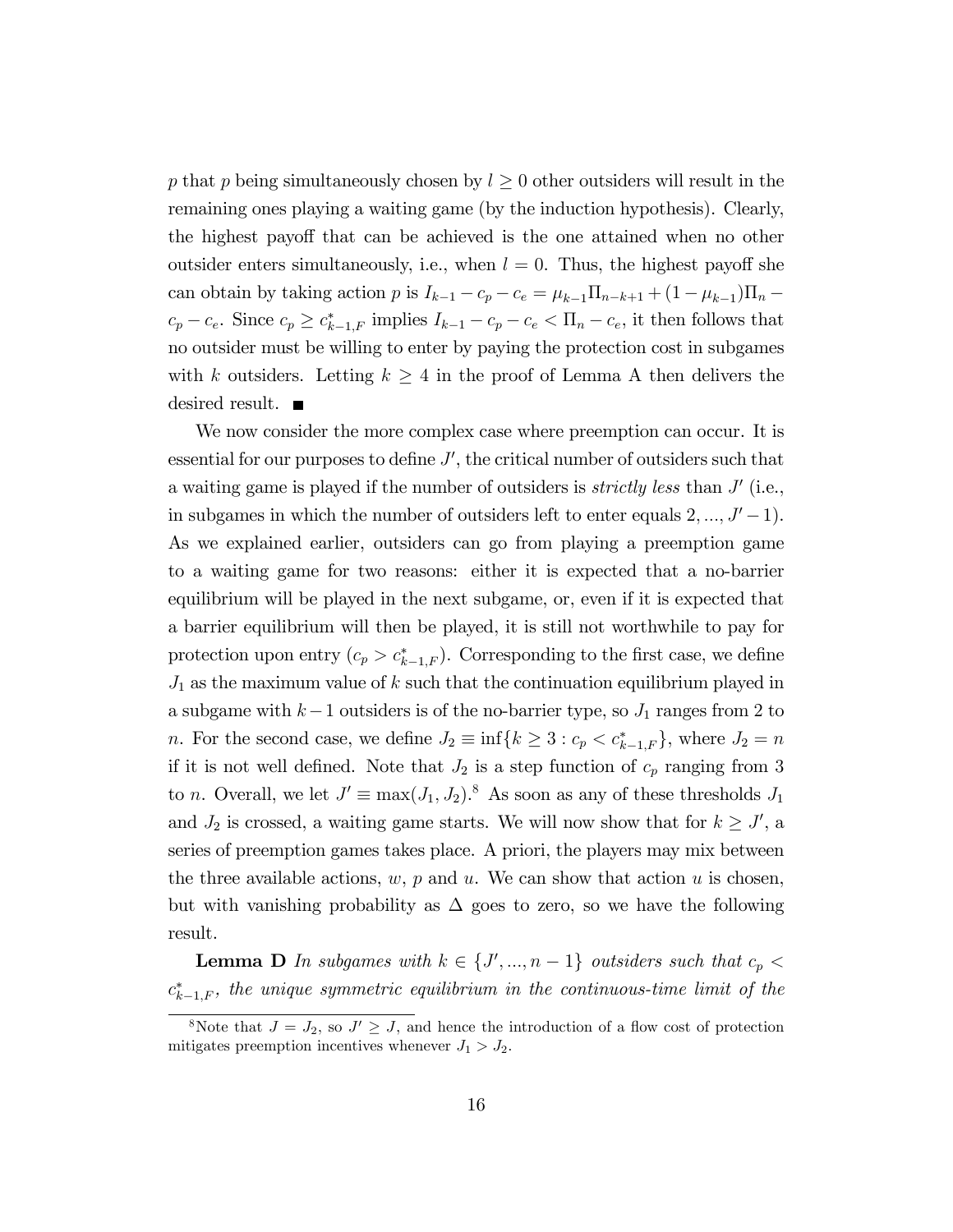$p$ that $p$ being simultaneously chosen by $l \geq 0$ other outsiders will result in the remaining ones playing a waiting game (by the induction hypothesis). Clearly, the highest payoff that can be achieved is the one attained when no other outsider enters simultaneously, i.e., when $l = 0$. Thus, the highest payoff she can obtain by taking action $p$ is $I_{k-1} - c_p - c_e = \mu_{k-1}\Pi_{n-k+1} + (1 - \mu_{k-1})\Pi_n - c_p - c_e$. Since $c_p \geq c^*_{k-1,F}$ implies $I_{k-1} - c_p - c_e < \Pi_n - c_e$, it then follows that no outsider must be willing to enter by paying the protection cost in subgames with $k$ outsiders. Letting $k \geq 4$ in the proof of Lemma A then delivers the desired result. ■

We now consider the more complex case where preemption can occur. It is essential for our purposes to define $J'$, the critical number of outsiders such that a waiting game is played if the number of outsiders is *strictly less* than $J'$ (i.e., in subgames in which the number of outsiders left to enter equals $2, ..., J' - 1$). As we explained earlier, outsiders can go from playing a preemption game to a waiting game for two reasons: either it is expected that a no-barrier equilibrium will be played in the next subgame, or, even if it is expected that a barrier equilibrium will then be played, it is still not worthwhile to pay for protection upon entry ($c_p > c^*_{k-1,F}$). Corresponding to the first case, we define $J_1$ as the maximum value of $k$ such that the continuation equilibrium played in a subgame with $k-1$ outsiders is of the no-barrier type, so $J_1$ ranges from 2 to $n$. For the second case, we define $J_2 \equiv \inf\{k \geq 3 : c_p < c^*_{k-1,F}\}$, where $J_2 = n$ if it is not well defined. Note that $J_2$ is a step function of $c_p$ ranging from 3 to $n$. Overall, we let $J' \equiv \max(J_1, J_2)$.[8] As soon as any of these thresholds $J_1$ and $J_2$ is crossed, a waiting game starts. We will now show that for $k \geq J'$, a series of preemption games takes place. A priori, the players may mix between the three available actions, $w$, $p$ and $u$. We can show that action $u$ is chosen, but with vanishing probability as $\Delta$ goes to zero, so we have the following result.

**Lemma D** *In subgames with $k \in \{J', ..., n-1\}$ outsiders such that $c_p < c^*_{k-1,F}$, the unique symmetric equilibrium in the continuous-time limit of the*

[8]Note that $J = J_2$, so $J' \geq J$, and hence the introduction of a flow cost of protection mitigates preemption incentives whenever $J_1 > J_2$.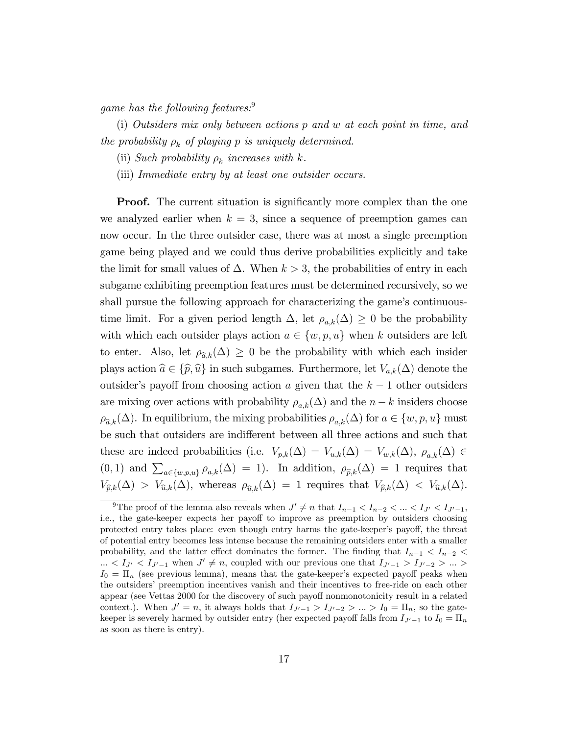*game has the following features:*[9]

(i) *Outsiders mix only between actions p and w at each point in time, and the probability $\rho_k$ of playing p is uniquely determined.*

(ii) *Such probability $\rho_k$ increases with k.*

(iii) *Immediate entry by at least one outsider occurs.*

**Proof.** The current situation is significantly more complex than the one we analyzed earlier when $k = 3$, since a sequence of preemption games can now occur. In the three outsider case, there was at most a single preemption game being played and we could thus derive probabilities explicitly and take the limit for small values of $\Delta$. When $k > 3$, the probabilities of entry in each subgame exhibiting preemption features must be determined recursively, so we shall pursue the following approach for characterizing the game's continuous-time limit. For a given period length $\Delta$, let $\rho_{a,k}(\Delta) \geq 0$ be the probability with which each outsider plays action $a \in \{w, p, u\}$ when $k$ outsiders are left to enter. Also, let $\rho_{\widehat{a},k}(\Delta) \geq 0$ be the probability with which each insider plays action $\widehat{a} \in \{\widehat{p}, \widehat{u}\}$ in such subgames. Furthermore, let $V_{a,k}(\Delta)$ denote the outsider's payoff from choosing action $a$ given that the $k-1$ other outsiders are mixing over actions with probability $\rho_{a,k}(\Delta)$ and the $n-k$ insiders choose $\rho_{\widehat{a},k}(\Delta)$. In equilibrium, the mixing probabilities $\rho_{a,k}(\Delta)$ for $a \in \{w, p, u\}$ must be such that outsiders are indifferent between all three actions and such that these are indeed probabilities (i.e. $V_{p,k}(\Delta) = V_{u,k}(\Delta) = V_{w,k}(\Delta)$, $\rho_{a,k}(\Delta) \in (0, 1)$ and $\sum_{a \in \{w,p,u\}} \rho_{a,k}(\Delta) = 1$). In addition, $\rho_{\widehat{p},k}(\Delta) = 1$ requires that $V_{\widehat{p},k}(\Delta) > V_{\widehat{u},k}(\Delta)$, whereas $\rho_{\widehat{u},k}(\Delta) = 1$ requires that $V_{\widehat{p},k}(\Delta) < V_{\widehat{u},k}(\Delta)$.

[9] The proof of the lemma also reveals when $J' \neq n$ that $I_{n-1} < I_{n-2} < ... < I_{J'} < I_{J'-1}$, i.e., the gate-keeper expects her payoff to improve as preemption by outsiders choosing protected entry takes place: even though entry harms the gate-keeper's payoff, the threat of potential entry becomes less intense because the remaining outsiders enter with a smaller probability, and the latter effect dominates the former. The finding that $I_{n-1} < I_{n-2} < ... < I_{J'} < I_{J'-1}$ when $J' \neq n$, coupled with our previous one that $I_{J'-1} > I_{J'-2} > ... > I_0 = \Pi_n$ (see previous lemma), means that the gate-keeper's expected payoff peaks when the outsiders' preemption incentives vanish and their incentives to free-ride on each other appear (see Vettas 2000 for the discovery of such payoff nonmonotonicity result in a related context.). When $J' = n$, it always holds that $I_{J'-1} > I_{J'-2} > ... > I_0 = \Pi_n$, so the gate-keeper is severely harmed by outsider entry (her expected payoff falls from $I_{J'-1}$ to $I_0 = \Pi_n$ as soon as there is entry).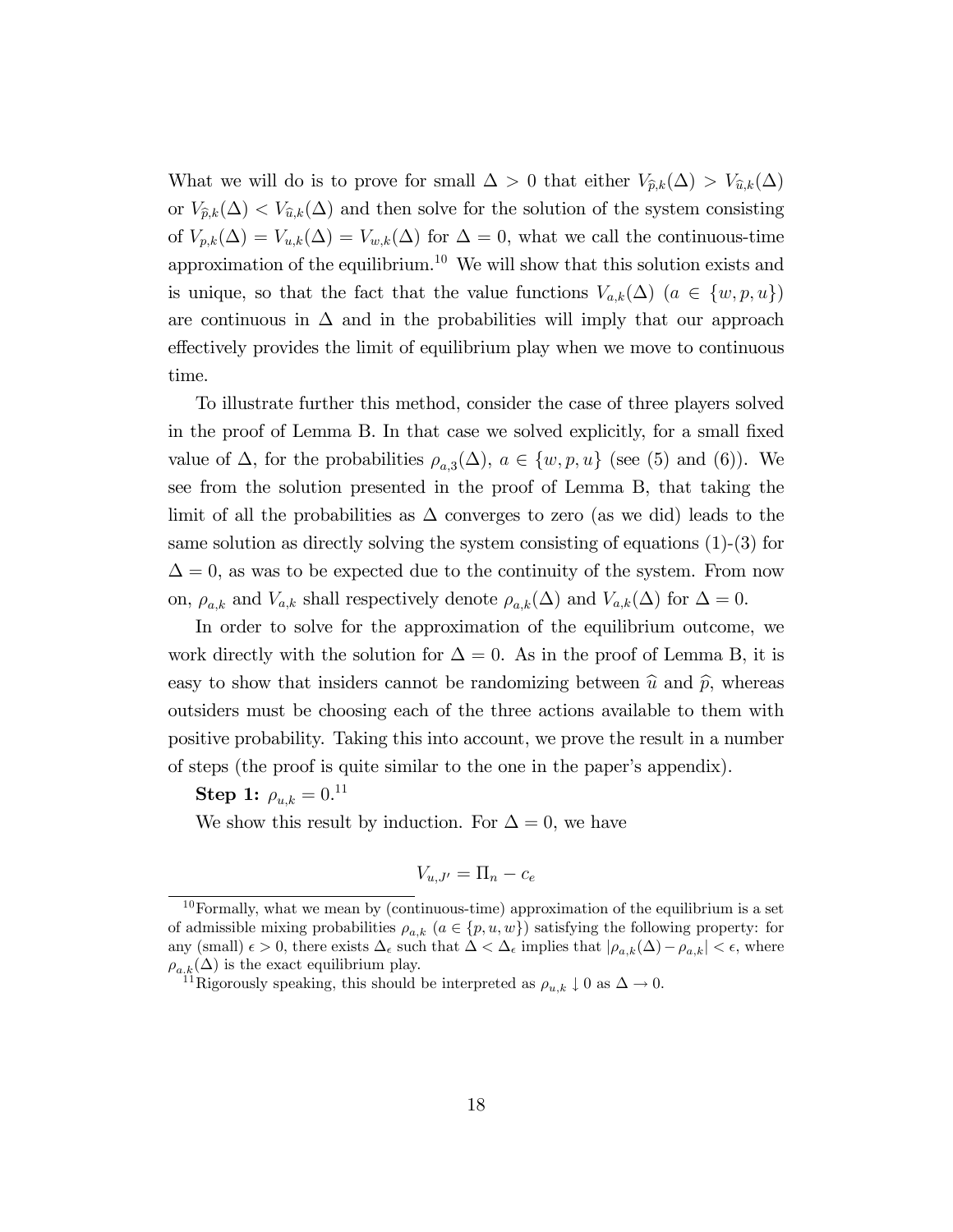What we will do is to prove for small $\Delta > 0$ that either $V_{\widehat{p},k}(\Delta) > V_{\widehat{u},k}(\Delta)$ or $V_{\widehat{p},k}(\Delta) < V_{\widehat{u},k}(\Delta)$ and then solve for the solution of the system consisting of $V_{p,k}(\Delta) = V_{u,k}(\Delta) = V_{w,k}(\Delta)$ for $\Delta = 0$, what we call the continuous-time approximation of the equilibrium.[10] We will show that this solution exists and is unique, so that the fact that the value functions $V_{a,k}(\Delta)$ ($a \in \{w, p, u\}$) are continuous in $\Delta$ and in the probabilities will imply that our approach effectively provides the limit of equilibrium play when we move to continuous time.

To illustrate further this method, consider the case of three players solved in the proof of Lemma B. In that case we solved explicitly, for a small fixed value of $\Delta$, for the probabilities $\rho_{a,3}(\Delta)$, $a \in \{w, p, u\}$ (see (5) and (6)). We see from the solution presented in the proof of Lemma B, that taking the limit of all the probabilities as $\Delta$ converges to zero (as we did) leads to the same solution as directly solving the system consisting of equations (1)-(3) for $\Delta = 0$, as was to be expected due to the continuity of the system. From now on, $\rho_{a,k}$ and $V_{a,k}$ shall respectively denote $\rho_{a,k}(\Delta)$ and $V_{a,k}(\Delta)$ for $\Delta = 0$.

In order to solve for the approximation of the equilibrium outcome, we work directly with the solution for $\Delta = 0$. As in the proof of Lemma B, it is easy to show that insiders cannot be randomizing between $\widehat{u}$ and $\widehat{p}$, whereas outsiders must be choosing each of the three actions available to them with positive probability. Taking this into account, we prove the result in a number of steps (the proof is quite similar to the one in the paper's appendix).

**Step 1:** $\rho_{u,k} = 0$.[11]

We show this result by induction. For $\Delta = 0$, we have

$$V_{u,J'} = \Pi_n - c_e$$

---

[10] Formally, what we mean by (continuous-time) approximation of the equilibrium is a set of admissible mixing probabilities $\rho_{a,k}$ ($a \in \{p, u, w\}$) satisfying the following property: for any (small) $\epsilon > 0$, there exists $\Delta_\epsilon$ such that $\Delta < \Delta_\epsilon$ implies that $|\rho_{a,k}(\Delta) - \rho_{a,k}| < \epsilon$, where $\rho_{a,k}(\Delta)$ is the exact equilibrium play.

[11] Rigorously speaking, this should be interpreted as $\rho_{u,k} \downarrow 0$ as $\Delta \to 0$.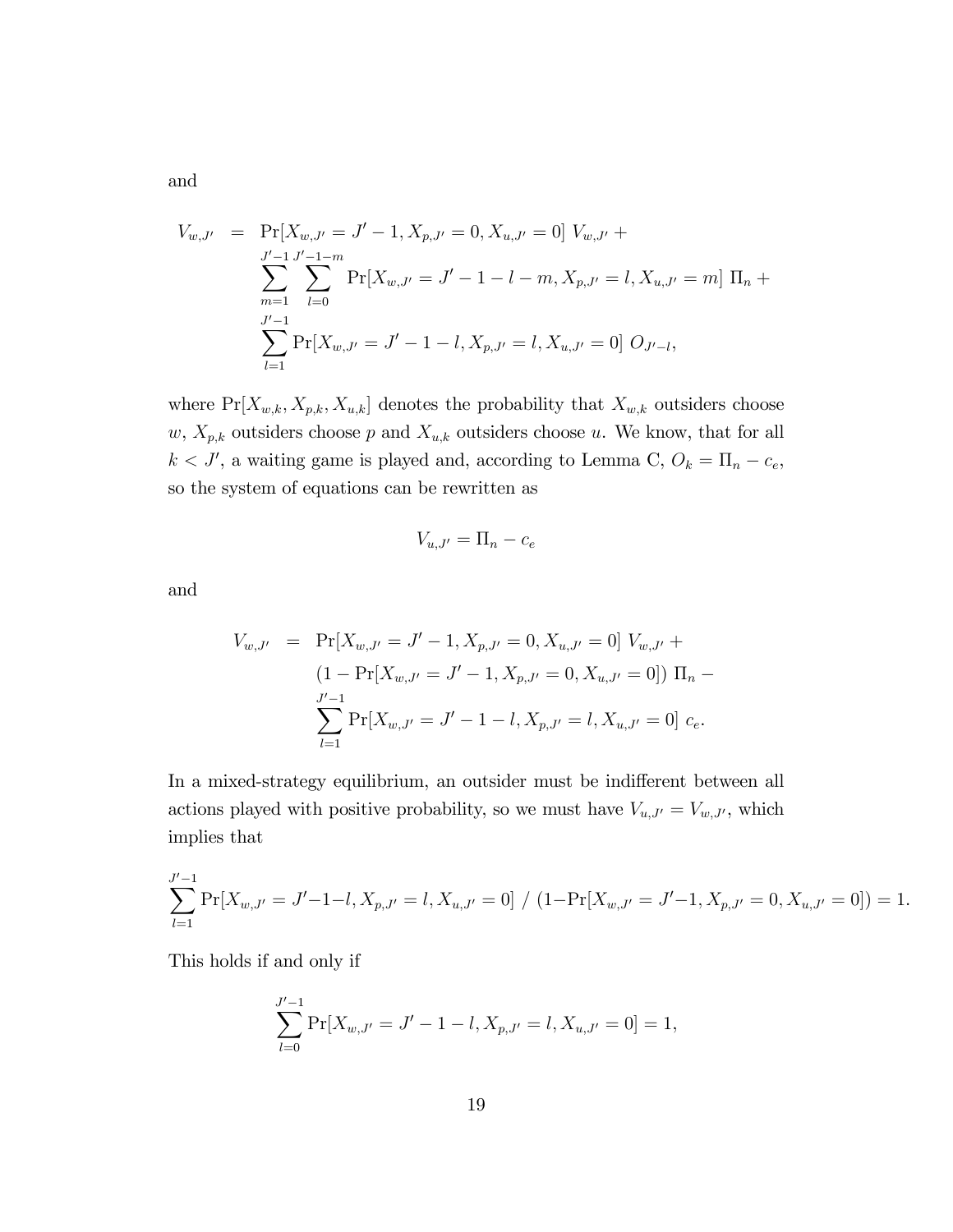and

$$
\begin{aligned}
V_{w,J'} &= \Pr[X_{w,J'} = J'-1, X_{p,J'} = 0, X_{u,J'} = 0]\ V_{w,J'} + \\
&\sum_{m=1}^{J'-1} \sum_{l=0}^{J'-1-m} \Pr[X_{w,J'} = J'-1-l-m, X_{p,J'} = l, X_{u,J'} = m]\ \Pi_n + \\
&\sum_{l=1}^{J'-1} \Pr[X_{w,J'} = J'-1-l, X_{p,J'} = l, X_{u,J'} = 0]\ O_{J'-l},
\end{aligned}
$$

where $\Pr[X_{w,k}, X_{p,k}, X_{u,k}]$ denotes the probability that $X_{w,k}$ outsiders choose $w$, $X_{p,k}$ outsiders choose $p$ and $X_{u,k}$ outsiders choose $u$. We know, that for all $k < J'$, a waiting game is played and, according to Lemma C, $O_k = \Pi_n - c_e$, so the system of equations can be rewritten as

$$
V_{u,J'} = \Pi_n - c_e
$$

and

$$
\begin{aligned}
V_{w,J'} &= \Pr[X_{w,J'} = J'-1, X_{p,J'} = 0, X_{u,J'} = 0]\ V_{w,J'} + \\
&(1 - \Pr[X_{w,J'} = J'-1, X_{p,J'} = 0, X_{u,J'} = 0])\ \Pi_n - \\
&\sum_{l=1}^{J'-1} \Pr[X_{w,J'} = J'-1-l, X_{p,J'} = l, X_{u,J'} = 0]\ c_e.
\end{aligned}
$$

In a mixed-strategy equilibrium, an outsider must be indifferent between all actions played with positive probability, so we must have $V_{u,J'} = V_{w,J'}$, which implies that

$$
\sum_{l=1}^{J'-1} \Pr[X_{w,J'} = J'-1-l, X_{p,J'} = l, X_{u,J'} = 0]\ /\ (1 - \Pr[X_{w,J'} = J'-1, X_{p,J'} = 0, X_{u,J'} = 0]) = 1.
$$

This holds if and only if

$$
\sum_{l=0}^{J'-1} \Pr[X_{w,J'} = J'-1-l, X_{p,J'} = l, X_{u,J'} = 0] = 1,
$$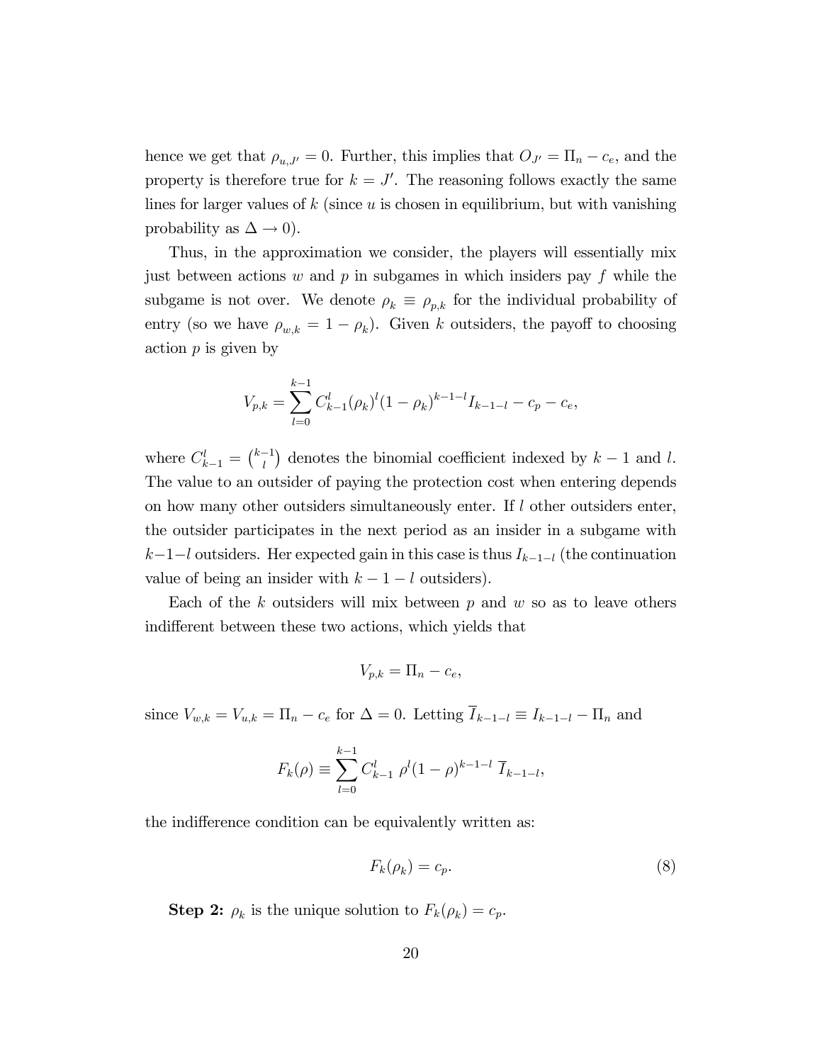hence we get that $\rho_{u,J'} = 0$. Further, this implies that $O_{J'} = \Pi_n - c_e$, and the property is therefore true for $k = J'$. The reasoning follows exactly the same lines for larger values of $k$ (since $u$ is chosen in equilibrium, but with vanishing probability as $\Delta \to 0$).

Thus, in the approximation we consider, the players will essentially mix just between actions $w$ and $p$ in subgames in which insiders pay $f$ while the subgame is not over. We denote $\rho_k \equiv \rho_{p,k}$ for the individual probability of entry (so we have $\rho_{w,k} = 1 - \rho_k$). Given $k$ outsiders, the payoff to choosing action $p$ is given by

$$V_{p,k} = \sum_{l=0}^{k-1} C_{k-1}^{l} (\rho_k)^l (1-\rho_k)^{k-1-l} I_{k-1-l} - c_p - c_e,$$

where $C_{k-1}^{l} = \binom{k-1}{l}$ denotes the binomial coefficient indexed by $k-1$ and $l$. The value to an outsider of paying the protection cost when entering depends on how many other outsiders simultaneously enter. If $l$ other outsiders enter, the outsider participates in the next period as an insider in a subgame with $k-1-l$ outsiders. Her expected gain in this case is thus $I_{k-1-l}$ (the continuation value of being an insider with $k-1-l$ outsiders).

Each of the $k$ outsiders will mix between $p$ and $w$ so as to leave others indifferent between these two actions, which yields that

$$V_{p,k} = \Pi_n - c_e,$$

since $V_{w,k} = V_{u,k} = \Pi_n - c_e$ for $\Delta = 0$. Letting $\overline{I}_{k-1-l} \equiv I_{k-1-l} - \Pi_n$ and

$$F_k(\rho) \equiv \sum_{l=0}^{k-1} C_{k-1}^{l} \ \rho^l (1-\rho)^{k-1-l} \ \overline{I}_{k-1-l},$$

the indifference condition can be equivalently written as:

$$F_k(\rho_k) = c_p. \tag{8}$$

**Step 2:** $\rho_k$ is the unique solution to $F_k(\rho_k) = c_p$.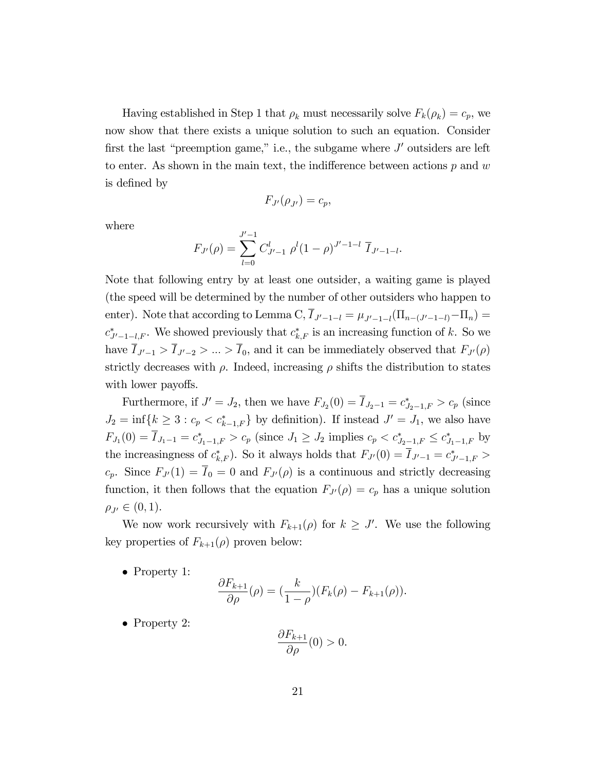Having established in Step 1 that $\rho_k$ must necessarily solve $F_k(\rho_k) = c_p$, we now show that there exists a unique solution to such an equation. Consider first the last "preemption game," i.e., the subgame where $J'$ outsiders are left to enter. As shown in the main text, the indifference between actions $p$ and $w$ is defined by

$$F_{J'}(\rho_{J'}) = c_p,$$

where

$$F_{J'}(\rho) = \sum_{l=0}^{J'-1} C_{J'-1}^{l} \, \rho^l (1-\rho)^{J'-1-l} \, \overline{I}_{J'-1-l}.$$

Note that following entry by at least one outsider, a waiting game is played (the speed will be determined by the number of other outsiders who happen to enter). Note that according to Lemma C, $\overline{I}_{J'-1-l} = \mu_{J'-1-l}(\Pi_{n-(J'-1-l)} - \Pi_n) = c^*_{J'-1-l,F}$. We showed previously that $c^*_{k,F}$ is an increasing function of $k$. So we have $\overline{I}_{J'-1} > \overline{I}_{J'-2} > ... > \overline{I}_0$, and it can be immediately observed that $F_{J'}(\rho)$ strictly decreases with $\rho$. Indeed, increasing $\rho$ shifts the distribution to states with lower payoffs.

Furthermore, if $J' = J_2$, then we have $F_{J_2}(0) = \overline{I}_{J_2-1} = c^*_{J_2-1,F} > c_p$ (since $J_2 = \inf\{k \geq 3 : c_p < c^*_{k-1,F}\}$ by definition). If instead $J' = J_1$, we also have $F_{J_1}(0) = \overline{I}_{J_1-1} = c^*_{J_1-1,F} > c_p$ (since $J_1 \geq J_2$ implies $c_p < c^*_{J_2-1,F} \leq c^*_{J_1-1,F}$ by the increasingness of $c^*_{k,F}$). So it always holds that $F_{J'}(0) = \overline{I}_{J'-1} = c^*_{J'-1,F} > c_p$. Since $F_{J'}(1) = \overline{I}_0 = 0$ and $F_{J'}(\rho)$ is a continuous and strictly decreasing function, it then follows that the equation $F_{J'}(\rho) = c_p$ has a unique solution $\rho_{J'} \in (0, 1)$.

We now work recursively with $F_{k+1}(\rho)$ for $k \geq J'$. We use the following key properties of $F_{k+1}(\rho)$ proven below:

- Property 1:

$$\frac{\partial F_{k+1}}{\partial \rho}(\rho) = \left(\frac{k}{1-\rho}\right)(F_k(\rho) - F_{k+1}(\rho)).$$

- Property 2:

$$\frac{\partial F_{k+1}}{\partial \rho}(0) > 0.$$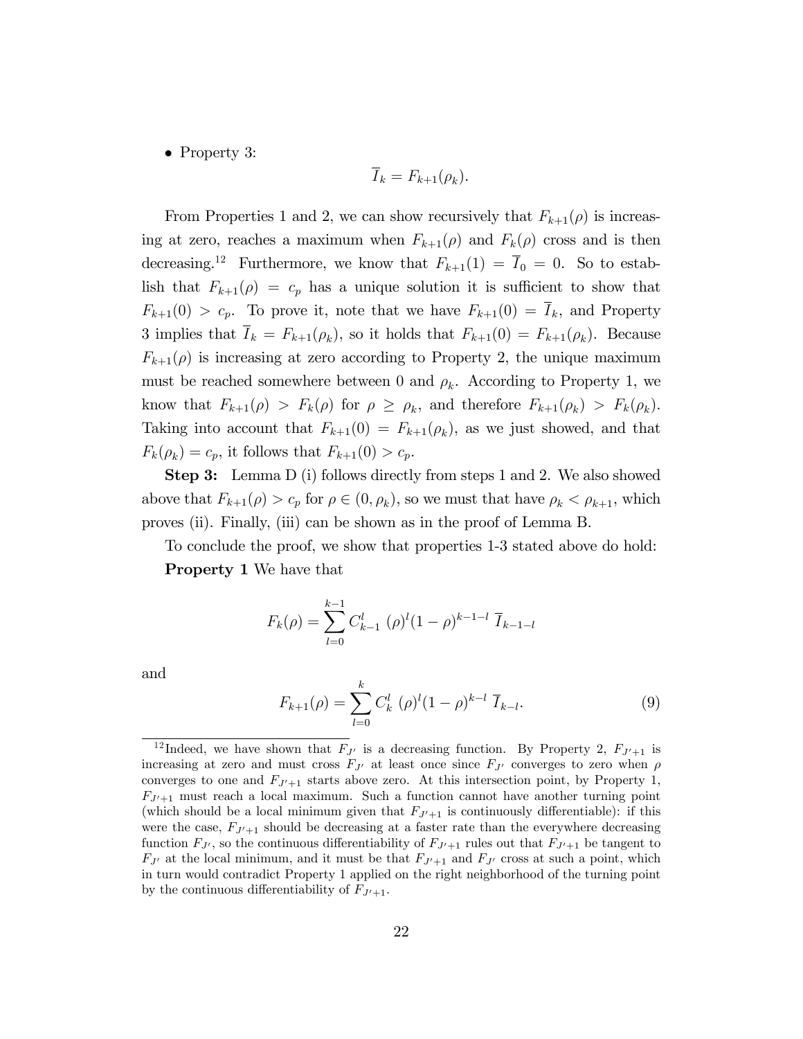- Property 3:

$$\overline{I}_k = F_{k+1}(\rho_k).$$

From Properties 1 and 2, we can show recursively that $F_{k+1}(\rho)$ is increasing at zero, reaches a maximum when $F_{k+1}(\rho)$ and $F_k(\rho)$ cross and is then decreasing.[12] Furthermore, we know that $F_{k+1}(1) = \overline{I}_0 = 0$. So to establish that $F_{k+1}(\rho) = c_p$ has a unique solution it is sufficient to show that $F_{k+1}(0) > c_p$. To prove it, note that we have $F_{k+1}(0) = \overline{I}_k$, and Property 3 implies that $\overline{I}_k = F_{k+1}(\rho_k)$, so it holds that $F_{k+1}(0) = F_{k+1}(\rho_k)$. Because $F_{k+1}(\rho)$ is increasing at zero according to Property 2, the unique maximum must be reached somewhere between 0 and $\rho_k$. According to Property 1, we know that $F_{k+1}(\rho) > F_k(\rho)$ for $\rho \geq \rho_k$, and therefore $F_{k+1}(\rho_k) > F_k(\rho_k)$. Taking into account that $F_{k+1}(0) = F_{k+1}(\rho_k)$, as we just showed, and that $F_k(\rho_k) = c_p$, it follows that $F_{k+1}(0) > c_p$.

**Step 3:** Lemma D (i) follows directly from steps 1 and 2. We also showed above that $F_{k+1}(\rho) > c_p$ for $\rho \in (0, \rho_k)$, so we must that have $\rho_k < \rho_{k+1}$, which proves (ii). Finally, (iii) can be shown as in the proof of Lemma B.

To conclude the proof, we show that properties 1-3 stated above do hold:

**Property 1** We have that

$$F_k(\rho) = \sum_{l=0}^{k-1} C_{k-1}^l \ (\rho)^l (1-\rho)^{k-1-l} \ \overline{I}_{k-1-l}$$

and

$$F_{k+1}(\rho) = \sum_{l=0}^{k} C_k^l \ (\rho)^l (1-\rho)^{k-l} \ \overline{I}_{k-l}. \tag{9}$$

[12] Indeed, we have shown that $F_{J'}$ is a decreasing function. By Property 2, $F_{J'+1}$ is increasing at zero and must cross $F_{J'}$ at least once since $F_{J'}$ converges to zero when $\rho$ converges to one and $F_{J'+1}$ starts above zero. At this intersection point, by Property 1, $F_{J'+1}$ must reach a local maximum. Such a function cannot have another turning point (which should be a local minimum given that $F_{J'+1}$ is continuously differentiable): if this were the case, $F_{J'+1}$ should be decreasing at a faster rate than the everywhere decreasing function $F_{J'}$, so the continuous differentiability of $F_{J'+1}$ rules out that $F_{J'+1}$ be tangent to $F_{J'}$ at the local minimum, and it must be that $F_{J'+1}$ and $F_{J'}$ cross at such a point, which in turn would contradict Property 1 applied on the right neighborhood of the turning point by the continuous differentiability of $F_{J'+1}$.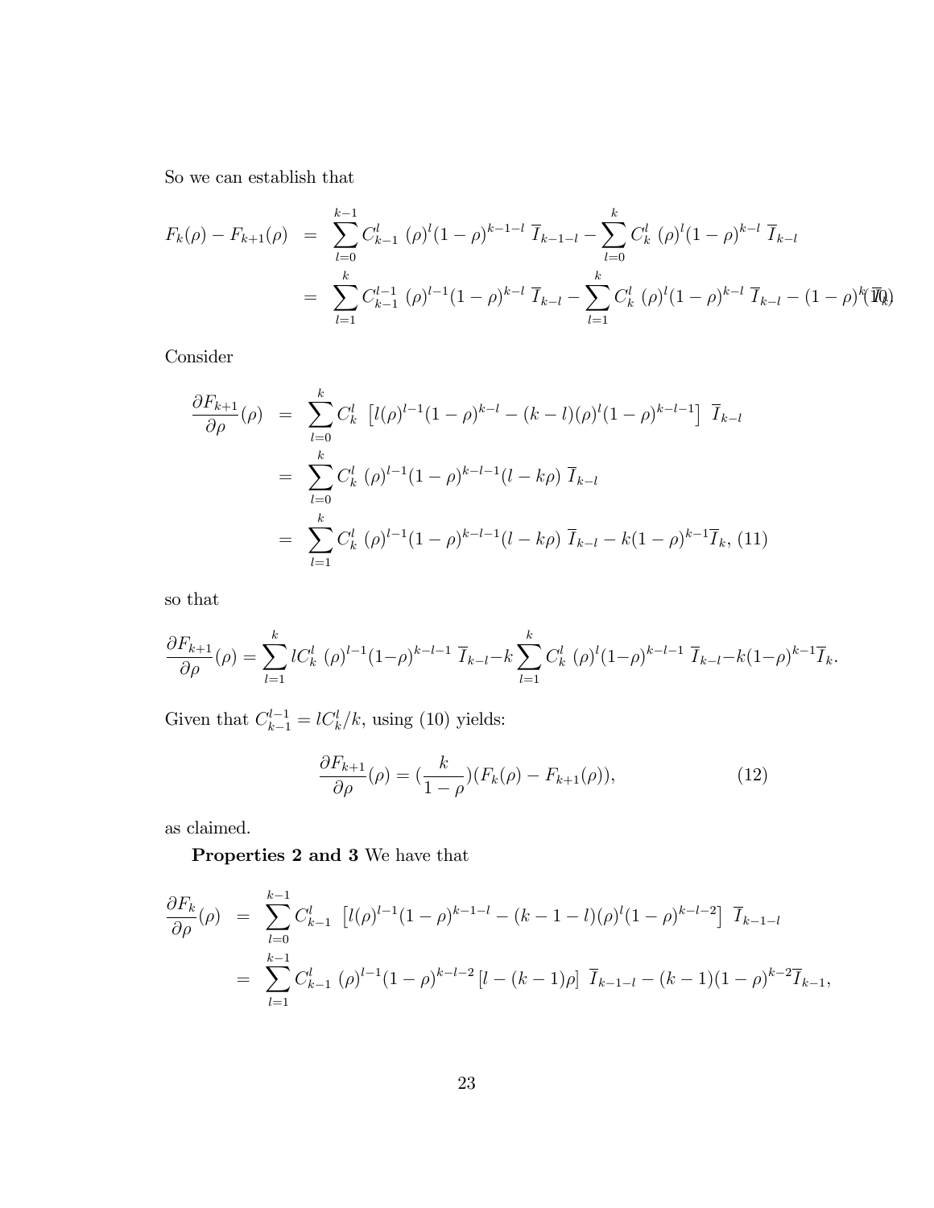So we can establish that

$$
\begin{aligned}
F_k(\rho) - F_{k+1}(\rho) &= \sum_{l=0}^{k-1} C_{k-1}^l \ (\rho)^l (1-\rho)^{k-1-l} \ \overline{I}_{k-1-l} - \sum_{l=0}^{k} C_k^l \ (\rho)^l (1-\rho)^{k-l} \ \overline{I}_{k-l} \\
&= \sum_{l=1}^{k} C_{k-1}^{l-1} \ (\rho)^{l-1} (1-\rho)^{k-l} \ \overline{I}_{k-l} - \sum_{l=1}^{k} C_k^l \ (\rho)^l (1-\rho)^{k-l} \ \overline{I}_{k-l} - (1-\rho)^k \overline{I}_k \qquad (10)
\end{aligned}
$$

Consider

$$
\begin{aligned}
\frac{\partial F_{k+1}}{\partial \rho}(\rho) &= \sum_{l=0}^{k} C_k^l \ \left[ l(\rho)^{l-1}(1-\rho)^{k-l} - (k-l)(\rho)^l (1-\rho)^{k-l-1} \right] \ \overline{I}_{k-l} \\
&= \sum_{l=0}^{k} C_k^l \ (\rho)^{l-1} (1-\rho)^{k-l-1} (l - k\rho) \ \overline{I}_{k-l} \\
&= \sum_{l=1}^{k} C_k^l \ (\rho)^{l-1} (1-\rho)^{k-l-1} (l - k\rho) \ \overline{I}_{k-l} - k(1-\rho)^{k-1} \overline{I}_k, \qquad (11)
\end{aligned}
$$

so that

$$
\frac{\partial F_{k+1}}{\partial \rho}(\rho) = \sum_{l=1}^{k} l C_k^l \ (\rho)^{l-1}(1-\rho)^{k-l-1} \ \overline{I}_{k-l} - k \sum_{l=1}^{k} C_k^l \ (\rho)^l (1-\rho)^{k-l-1} \ \overline{I}_{k-l} - k(1-\rho)^{k-1} \overline{I}_k.
$$

Given that $C_{k-1}^{l-1} = l C_k^l / k$, using (10) yields:

$$
\frac{\partial F_{k+1}}{\partial \rho}(\rho) = \left(\frac{k}{1-\rho}\right)(F_k(\rho) - F_{k+1}(\rho)), \qquad (12)
$$

as claimed.

**Properties 2 and 3** We have that

$$
\begin{aligned}
\frac{\partial F_k}{\partial \rho}(\rho) &= \sum_{l=0}^{k-1} C_{k-1}^l \ \left[ l(\rho)^{l-1}(1-\rho)^{k-1-l} - (k-1-l)(\rho)^l (1-\rho)^{k-l-2} \right] \ \overline{I}_{k-1-l} \\
&= \sum_{l=1}^{k-1} C_{k-1}^l \ (\rho)^{l-1} (1-\rho)^{k-l-2} \left[ l - (k-1)\rho \right] \ \overline{I}_{k-1-l} - (k-1)(1-\rho)^{k-2} \overline{I}_{k-1},
\end{aligned}
$$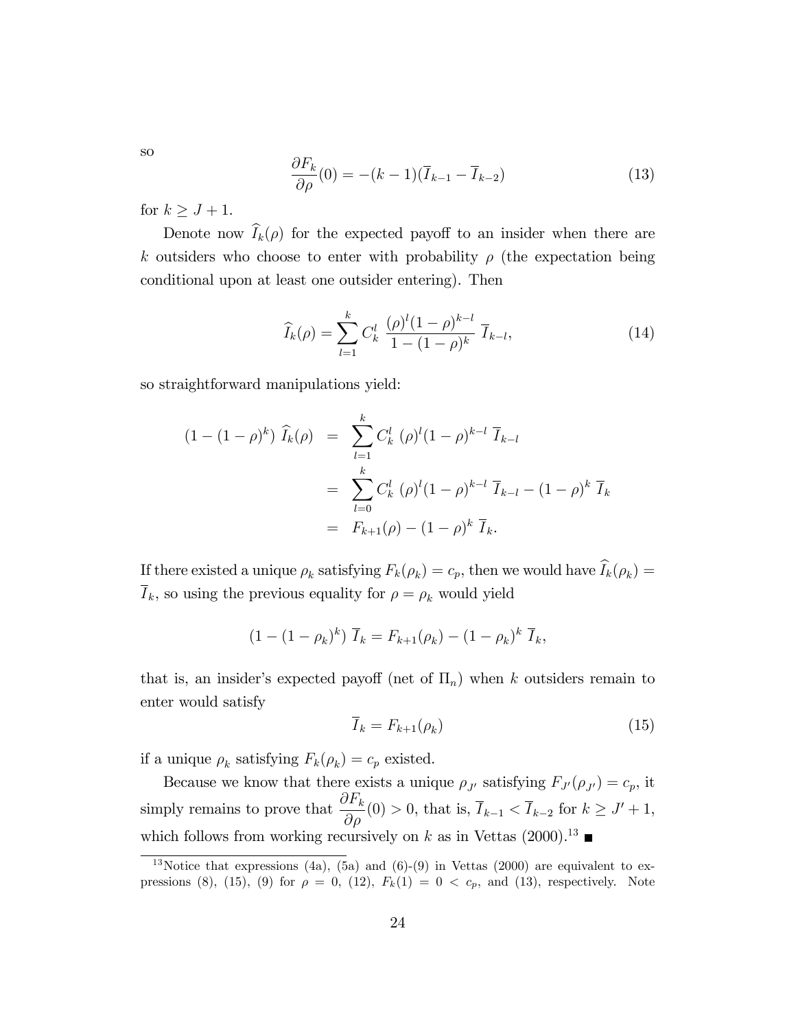so

$$\frac{\partial F_k}{\partial \rho}(0) = -(k-1)(\overline{I}_{k-1} - \overline{I}_{k-2}) \tag{13}$$

for $k \geq J+1$.

Denote now $\widehat{I}_k(\rho)$ for the expected payoff to an insider when there are $k$ outsiders who choose to enter with probability $\rho$ (the expectation being conditional upon at least one outsider entering). Then

$$\widehat{I}_k(\rho) = \sum_{l=1}^{k} C_k^l \ \frac{(\rho)^l(1-\rho)^{k-l}}{1-(1-\rho)^k} \ \overline{I}_{k-l}, \tag{14}$$

so straightforward manipulations yield:

$$\begin{aligned}
(1-(1-\rho)^k) \ \widehat{I}_k(\rho) &= \sum_{l=1}^{k} C_k^l \ (\rho)^l(1-\rho)^{k-l} \ \overline{I}_{k-l} \\
&= \sum_{l=0}^{k} C_k^l \ (\rho)^l(1-\rho)^{k-l} \ \overline{I}_{k-l} - (1-\rho)^k \ \overline{I}_k \\
&= F_{k+1}(\rho) - (1-\rho)^k \ \overline{I}_k.
\end{aligned}$$

If there existed a unique $\rho_k$ satisfying $F_k(\rho_k) = c_p$, then we would have $\widehat{I}_k(\rho_k) = \overline{I}_k$, so using the previous equality for $\rho = \rho_k$ would yield

$$(1-(1-\rho_k)^k) \ \overline{I}_k = F_{k+1}(\rho_k) - (1-\rho_k)^k \ \overline{I}_k,$$

that is, an insider's expected payoff (net of $\Pi_n$) when $k$ outsiders remain to enter would satisfy

$$\overline{I}_k = F_{k+1}(\rho_k) \tag{15}$$

if a unique $\rho_k$ satisfying $F_k(\rho_k) = c_p$ existed.

Because we know that there exists a unique $\rho_{J'}$ satisfying $F_{J'}(\rho_{J'}) = c_p$, it simply remains to prove that $\dfrac{\partial F_k}{\partial \rho}(0) > 0$, that is, $\overline{I}_{k-1} < \overline{I}_{k-2}$ for $k \geq J'+1$, which follows from working recursively on $k$ as in Vettas (2000).[13] ∎

[13] Notice that expressions (4a), (5a) and (6)-(9) in Vettas (2000) are equivalent to expressions (8), (15), (9) for $\rho = 0$, (12), $F_k(1) = 0 < c_p$, and (13), respectively. Note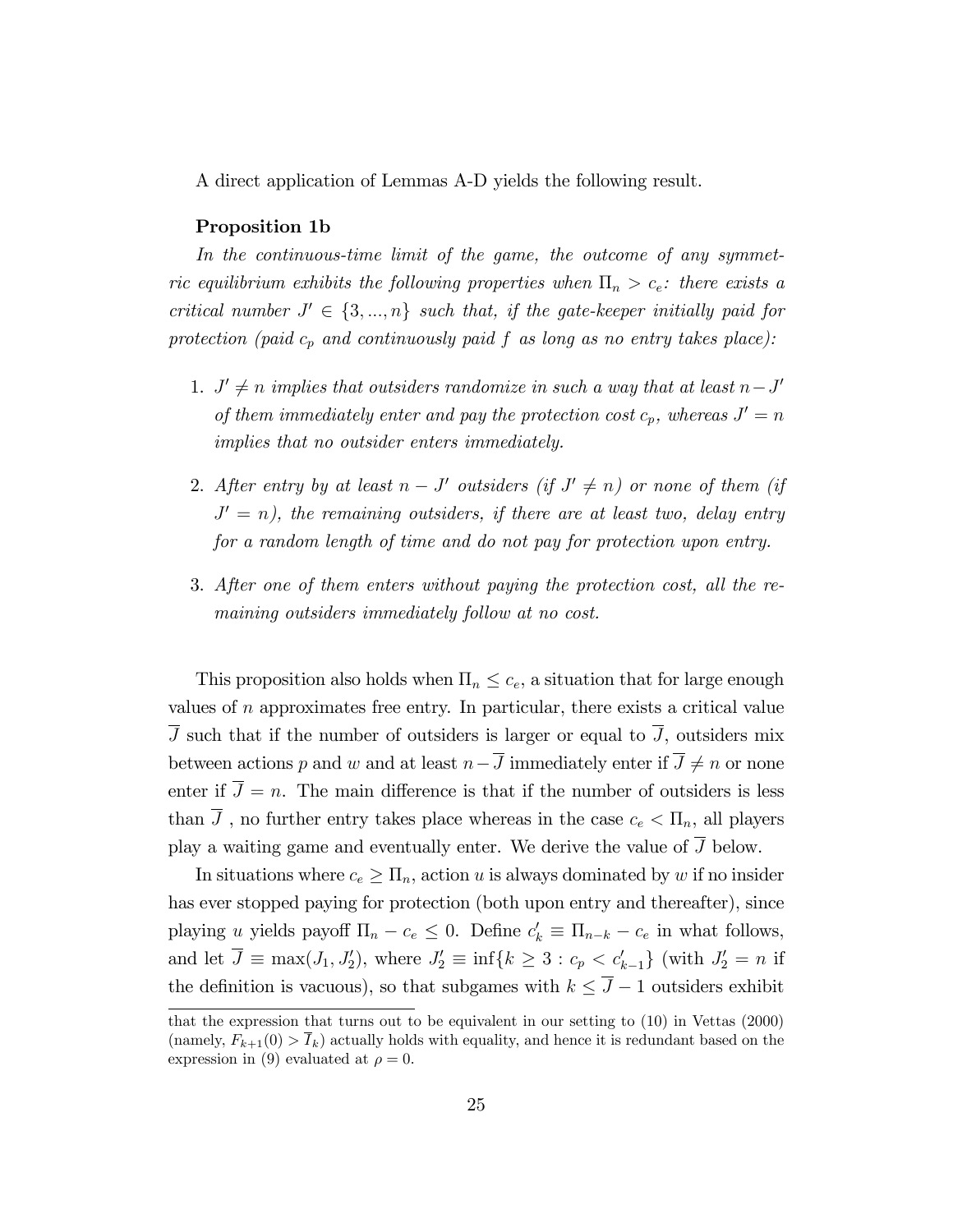A direct application of Lemmas A-D yields the following result.

**Proposition 1b**

*In the continuous-time limit of the game, the outcome of any symmetric equilibrium exhibits the following properties when $\Pi_n > c_e$: there exists a critical number $J' \in \{3, ..., n\}$ such that, if the gate-keeper initially paid for protection (paid $c_p$ and continuously paid $f$ as long as no entry takes place):*

1. *$J' \neq n$ implies that outsiders randomize in such a way that at least $n - J'$ of them immediately enter and pay the protection cost $c_p$, whereas $J' = n$ implies that no outsider enters immediately.*

2. *After entry by at least $n - J'$ outsiders (if $J' \neq n$) or none of them (if $J' = n$), the remaining outsiders, if there are at least two, delay entry for a random length of time and do not pay for protection upon entry.*

3. *After one of them enters without paying the protection cost, all the remaining outsiders immediately follow at no cost.*

This proposition also holds when $\Pi_n \leq c_e$, a situation that for large enough values of $n$ approximates free entry. In particular, there exists a critical value $\overline{J}$ such that if the number of outsiders is larger or equal to $\overline{J}$, outsiders mix between actions $p$ and $w$ and at least $n - \overline{J}$ immediately enter if $\overline{J} \neq n$ or none enter if $\overline{J} = n$. The main difference is that if the number of outsiders is less than $\overline{J}$ , no further entry takes place whereas in the case $c_e < \Pi_n$, all players play a waiting game and eventually enter. We derive the value of $\overline{J}$ below.

In situations where $c_e \geq \Pi_n$, action $u$ is always dominated by $w$ if no insider has ever stopped paying for protection (both upon entry and thereafter), since playing $u$ yields payoff $\Pi_n - c_e \leq 0$. Define $c'_k \equiv \Pi_{n-k} - c_e$ in what follows, and let $\overline{J} \equiv \max(J_1, J'_2)$, where $J'_2 \equiv \inf\{k \geq 3 : c_p < c'_{k-1}\}$ (with $J'_2 = n$ if the definition is vacuous), so that subgames with $k \leq \overline{J} - 1$ outsiders exhibit

---

that the expression that turns out to be equivalent in our setting to (10) in Vettas (2000) (namely, $F_{k+1}(0) > \overline{I}_k$) actually holds with equality, and hence it is redundant based on the expression in (9) evaluated at $\rho = 0$.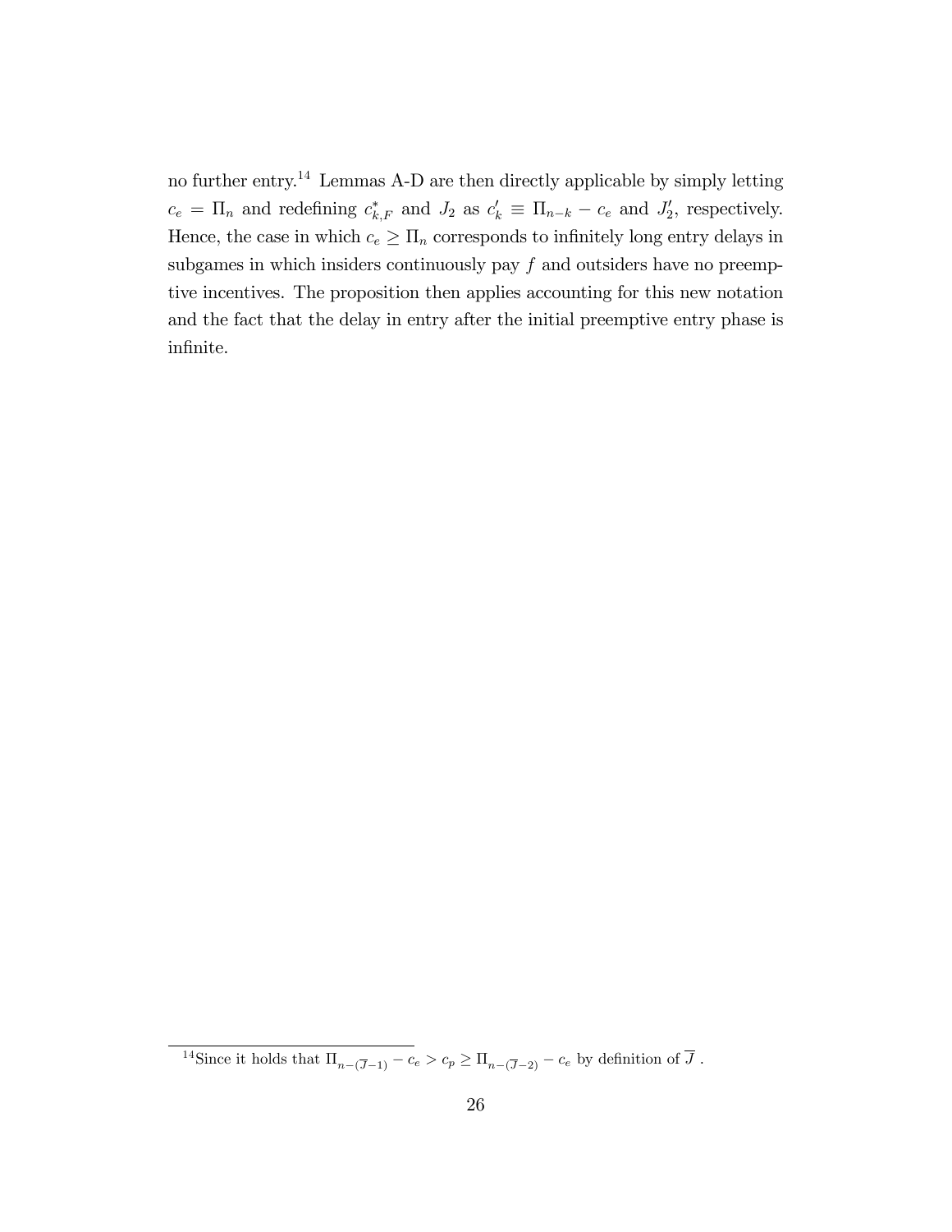no further entry.[14] Lemmas A-D are then directly applicable by simply letting $c_e = \Pi_n$ and redefining $c^*_{k,F}$ and $J_2$ as $c'_k \equiv \Pi_{n-k} - c_e$ and $J'_2$, respectively. Hence, the case in which $c_e \geq \Pi_n$ corresponds to infinitely long entry delays in subgames in which insiders continuously pay $f$ and outsiders have no preemptive incentives. The proposition then applies accounting for this new notation and the fact that the delay in entry after the initial preemptive entry phase is infinite.

[14] Since it holds that $\Pi_{n-(\overline{J}-1)} - c_e > c_p \geq \Pi_{n-(\overline{J}-2)} - c_e$ by definition of $\overline{J}$ .